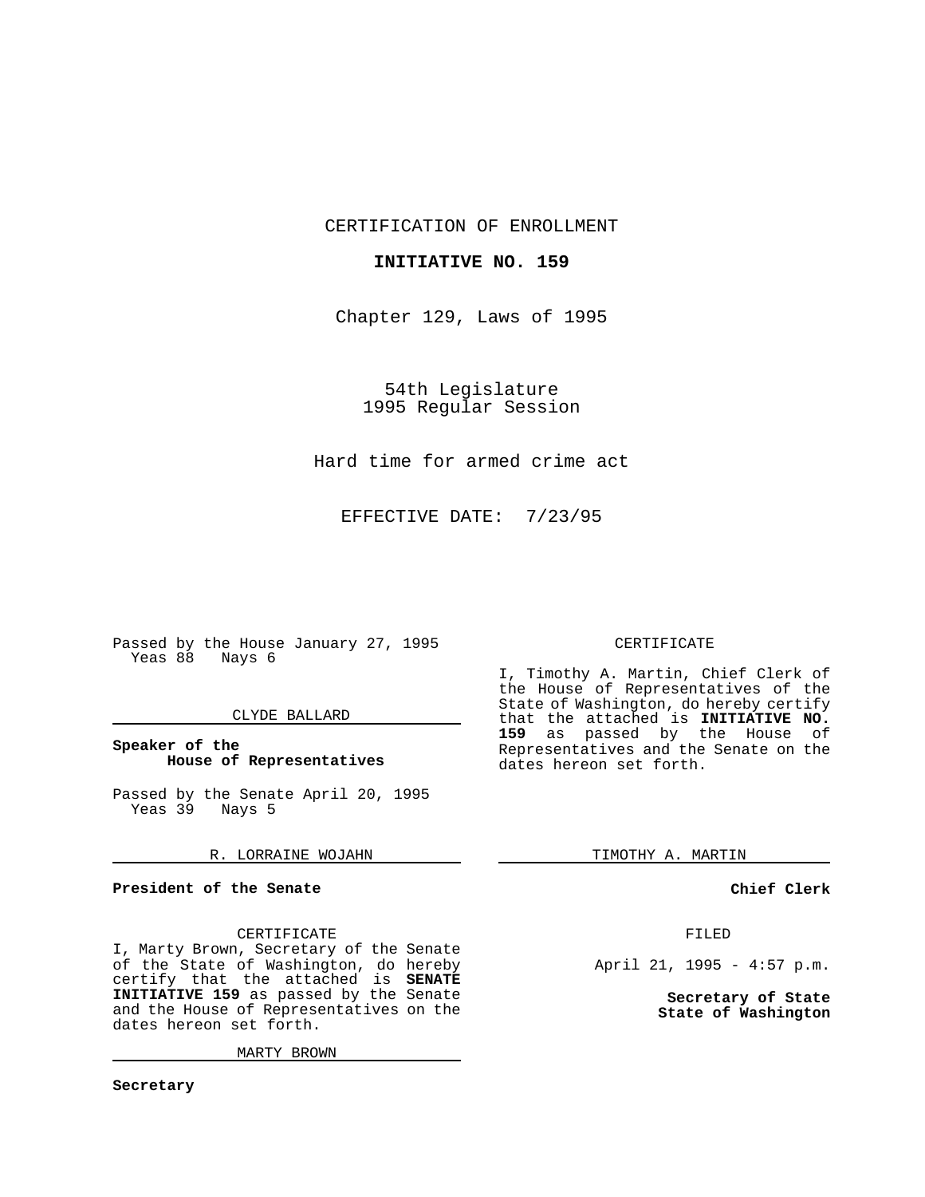CERTIFICATION OF ENROLLMENT

**INITIATIVE NO. 159**

Chapter 129, Laws of 1995

54th Legislature
1995 Regular Session

Hard time for armed crime act

EFFECTIVE DATE: 7/23/95

Passed by the House January 27, 1995
Yeas 88 Nays 6

CLYDE BALLARD

**Speaker of the House of Representatives**

Passed by the Senate April 20, 1995
Yeas 39 Nays 5

R. LORRAINE WOJAHN

**President of the Senate**

CERTIFICATE

I, Timothy A. Martin, Chief Clerk of the House of Representatives of the State of Washington, do hereby certify that the attached is **INITIATIVE NO. 159** as passed by the House of Representatives and the Senate on the dates hereon set forth.

TIMOTHY A. MARTIN

**Chief Clerk**

CERTIFICATE

I, Marty Brown, Secretary of the Senate of the State of Washington, do hereby certify that the attached is **SENATE INITIATIVE 159** as passed by the Senate and the House of Representatives on the dates hereon set forth.

MARTY BROWN

**Secretary**

FILED

April 21, 1995 - 4:57 p.m.

**Secretary of State**
**State of Washington**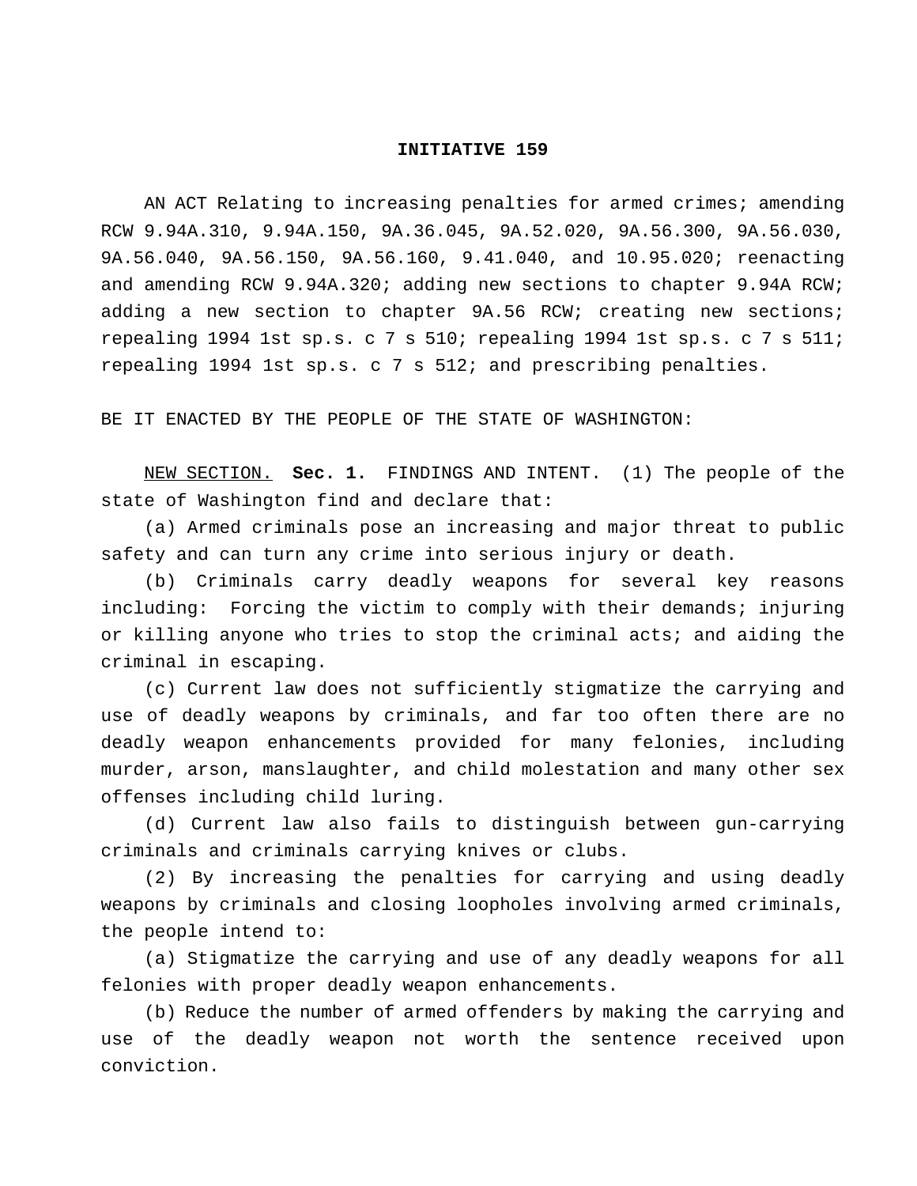**INITIATIVE 159**

AN ACT Relating to increasing penalties for armed crimes; amending RCW 9.94A.310, 9.94A.150, 9A.36.045, 9A.52.020, 9A.56.300, 9A.56.030, 9A.56.040, 9A.56.150, 9A.56.160, 9.41.040, and 10.95.020; reenacting and amending RCW 9.94A.320; adding new sections to chapter 9.94A RCW; adding a new section to chapter 9A.56 RCW; creating new sections; repealing 1994 1st sp.s. c 7 s 510; repealing 1994 1st sp.s. c 7 s 511; repealing 1994 1st sp.s. c 7 s 512; and prescribing penalties.

BE IT ENACTED BY THE PEOPLE OF THE STATE OF WASHINGTON:

<u>NEW SECTION.</u> **Sec. 1.** FINDINGS AND INTENT. (1) The people of the state of Washington find and declare that:

(a) Armed criminals pose an increasing and major threat to public safety and can turn any crime into serious injury or death.

(b) Criminals carry deadly weapons for several key reasons including: Forcing the victim to comply with their demands; injuring or killing anyone who tries to stop the criminal acts; and aiding the criminal in escaping.

(c) Current law does not sufficiently stigmatize the carrying and use of deadly weapons by criminals, and far too often there are no deadly weapon enhancements provided for many felonies, including murder, arson, manslaughter, and child molestation and many other sex offenses including child luring.

(d) Current law also fails to distinguish between gun-carrying criminals and criminals carrying knives or clubs.

(2) By increasing the penalties for carrying and using deadly weapons by criminals and closing loopholes involving armed criminals, the people intend to:

(a) Stigmatize the carrying and use of any deadly weapons for all felonies with proper deadly weapon enhancements.

(b) Reduce the number of armed offenders by making the carrying and use of the deadly weapon not worth the sentence received upon conviction.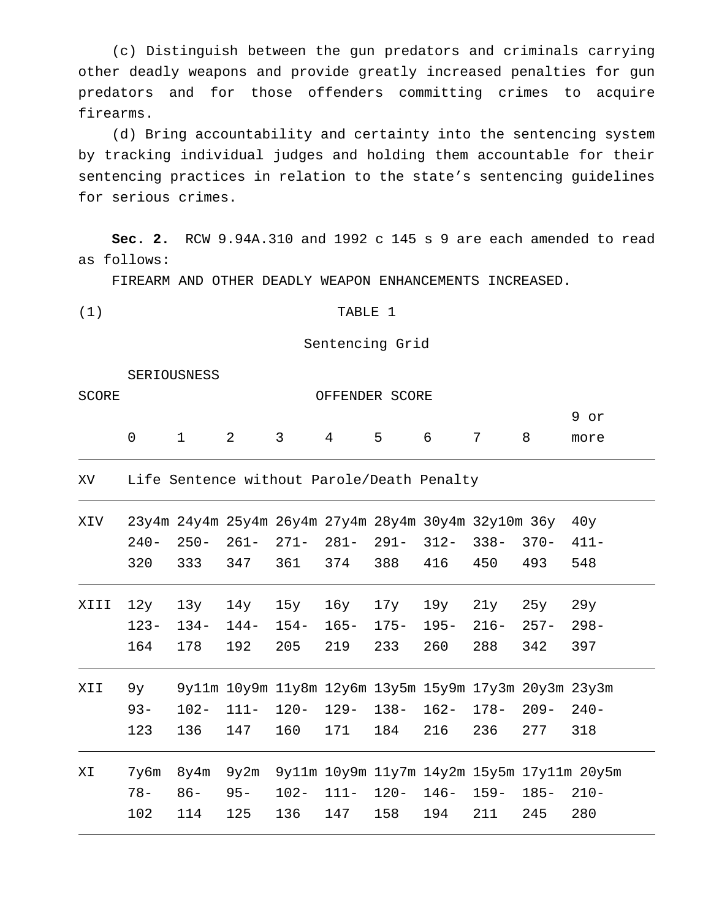(c) Distinguish between the gun predators and criminals carrying other deadly weapons and provide greatly increased penalties for gun predators and for those offenders committing crimes to acquire firearms.

(d) Bring accountability and certainty into the sentencing system by tracking individual judges and holding them accountable for their sentencing practices in relation to the state's sentencing guidelines for serious crimes.

**Sec. 2.** RCW 9.94A.310 and 1992 c 145 s 9 are each amended to read as follows:

FIREARM AND OTHER DEADLY WEAPON ENHANCEMENTS INCREASED.

(1) TABLE 1

Sentencing Grid

| SERIOUSNESS SCORE | OFFENDER SCORE | | | | | | | | | |
|---|---|---|---|---|---|---|---|---|---|---|
| | 0 | 1 | 2 | 3 | 4 | 5 | 6 | 7 | 8 | 9 or more |
| XV | Life Sentence without Parole/Death Penalty | | | | | | | | | |
| XIV | 23y4m 240-320 | 24y4m 250-333 | 25y4m 261-347 | 26y4m 271-361 | 27y4m 281-374 | 28y4m 291-388 | 30y4m 312-416 | 32y10m 338-450 | 36y 370-493 | 40y 411-548 |
| XIII | 12y 123-164 | 13y 134-178 | 14y 144-192 | 15y 154-205 | 16y 165-219 | 17y 175-233 | 19y 195-260 | 21y 216-288 | 25y 257-342 | 29y 298-397 |
| XII | 9y 93-123 | 9y11m 102-136 | 10y9m 111-147 | 11y8m 120-160 | 12y6m 129-171 | 13y5m 138-184 | 15y9m 162-216 | 17y3m 178-236 | 20y3m 209-277 | 23y3m 240-318 |
| XI | 7y6m 78-102 | 8y4m 86-114 | 9y2m 95-125 | 9y11m 102-136 | 10y9m 111-147 | 11y7m 120-158 | 14y2m 146-194 | 15y5m 159-211 | 17y11m 185-245 | 20y5m 210-280 |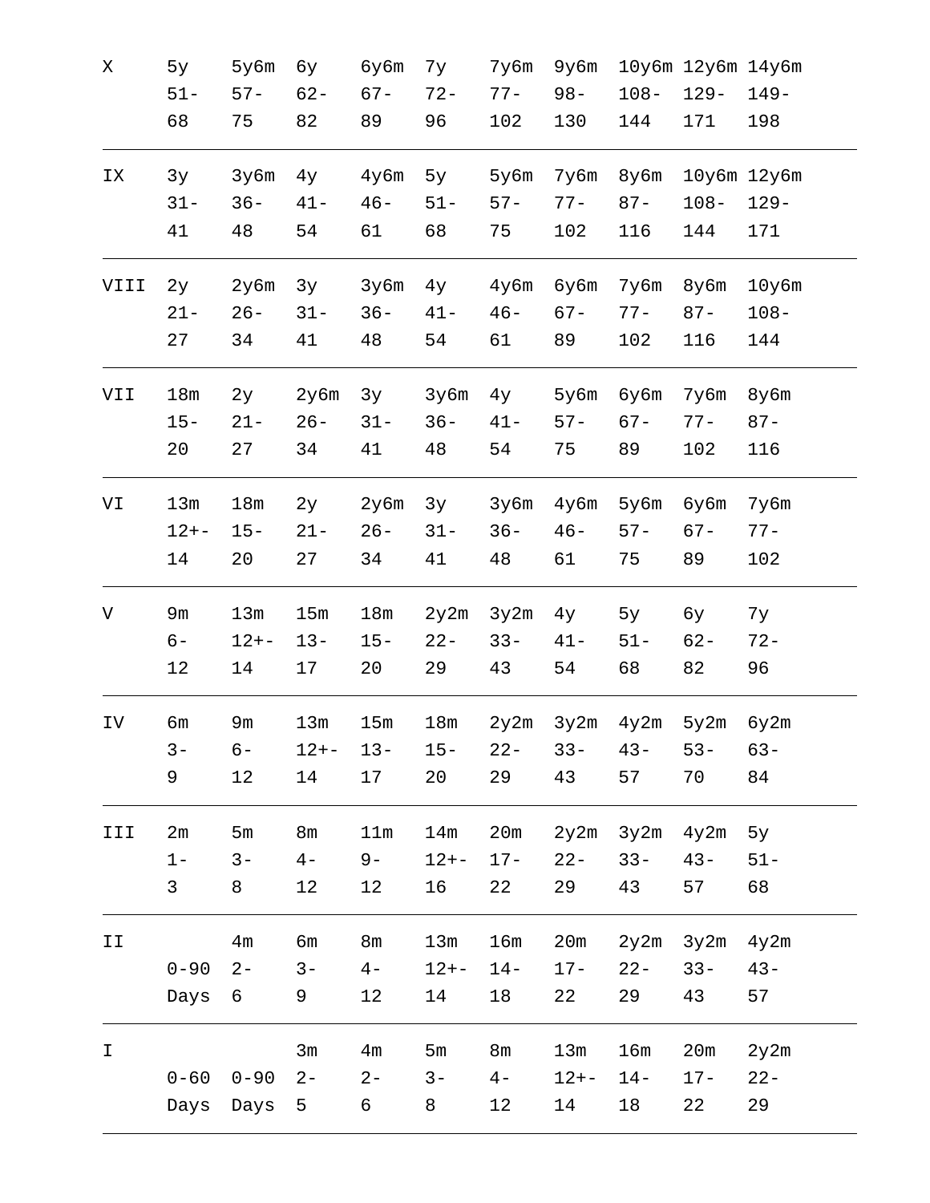| | | | | | | | | | | |
|---|---|---|---|---|---|---|---|---|---|---|
| X | 5y 51-68 | 5y6m 57-75 | 6y 62-82 | 6y6m 67-89 | 7y 72-96 | 7y6m 77-102 | 9y6m 98-130 | 10y6m 108-144 | 12y6m 129-171 | 14y6m 149-198 |
| IX | 3y 31-41 | 3y6m 36-48 | 4y 41-54 | 4y6m 46-61 | 5y 51-68 | 5y6m 57-75 | 7y6m 77-102 | 8y6m 87-116 | 10y6m 108-144 | 12y6m 129-171 |
| VIII | 2y 21-27 | 2y6m 26-34 | 3y 31-41 | 3y6m 36-48 | 4y 41-54 | 4y6m 46-61 | 6y6m 67-89 | 7y6m 77-102 | 8y6m 87-116 | 10y6m 108-144 |
| VII | 18m 15-20 | 2y 21-27 | 2y6m 26-34 | 3y 31-41 | 3y6m 36-48 | 4y 41-54 | 5y6m 57-75 | 6y6m 67-89 | 7y6m 77-102 | 8y6m 87-116 |
| VI | 13m 12+-14 | 18m 15-20 | 2y 21-27 | 2y6m 26-34 | 3y 31-41 | 3y6m 36-48 | 4y6m 46-61 | 5y6m 57-75 | 6y6m 67-89 | 7y6m 77-102 |
| V | 9m 6-12 | 13m 12+-14 | 15m 13-17 | 18m 15-20 | 2y2m 22-29 | 3y2m 33-43 | 4y 41-54 | 5y 51-68 | 6y 62-82 | 7y 72-96 |
| IV | 6m 3-9 | 9m 6-12 | 13m 12+-14 | 15m 13-17 | 18m 15-20 | 2y2m 22-29 | 3y2m 33-43 | 4y2m 43-57 | 5y2m 53-70 | 6y2m 63-84 |
| III | 2m 1-3 | 5m 3-8 | 8m 4-12 | 11m 9-12 | 14m 12+-16 | 20m 17-22 | 2y2m 22-29 | 3y2m 33-43 | 4y2m 43-57 | 5y 51-68 |
| II | 0-90 Days | 4m 2-6 | 6m 3-9 | 8m 4-12 | 13m 12+-14 | 16m 14-18 | 20m 17-22 | 2y2m 22-29 | 3y2m 33-43 | 4y2m 43-57 |
| I | 0-60 Days | 0-90 Days | 3m 2-5 | 4m 2-6 | 5m 3-8 | 8m 4-12 | 13m 12+-14 | 16m 14-18 | 20m 17-22 | 2y2m 22-29 |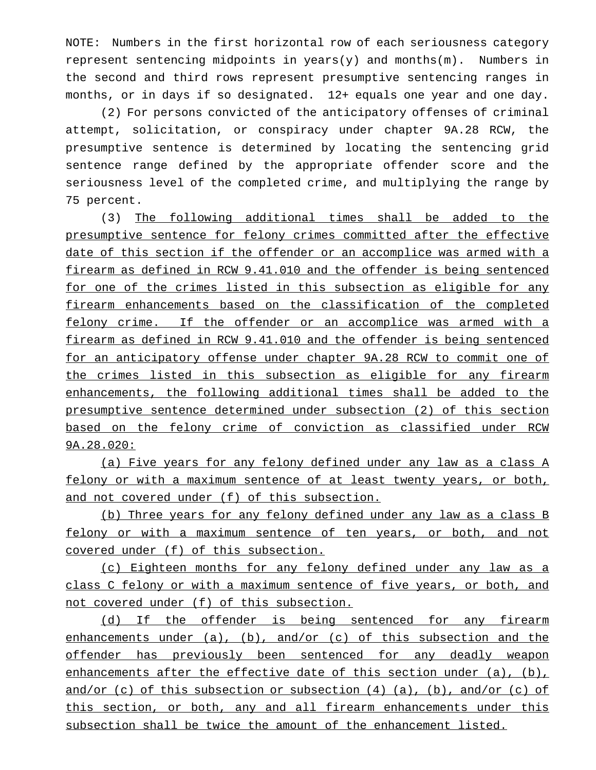NOTE: Numbers in the first horizontal row of each seriousness category represent sentencing midpoints in years(y) and months(m). Numbers in the second and third rows represent presumptive sentencing ranges in months, or in days if so designated. 12+ equals one year and one day.

(2) For persons convicted of the anticipatory offenses of criminal attempt, solicitation, or conspiracy under chapter 9A.28 RCW, the presumptive sentence is determined by locating the sentencing grid sentence range defined by the appropriate offender score and the seriousness level of the completed crime, and multiplying the range by 75 percent.

(3) <u>The following additional times shall be added to the presumptive sentence for felony crimes committed after the effective date of this section if the offender or an accomplice was armed with a firearm as defined in RCW 9.41.010 and the offender is being sentenced for one of the crimes listed in this subsection as eligible for any firearm enhancements based on the classification of the completed felony crime. If the offender or an accomplice was armed with a firearm as defined in RCW 9.41.010 and the offender is being sentenced for an anticipatory offense under chapter 9A.28 RCW to commit one of the crimes listed in this subsection as eligible for any firearm enhancements, the following additional times shall be added to the presumptive sentence determined under subsection (2) of this section based on the felony crime of conviction as classified under RCW 9A.28.020:</u>

<u>(a) Five years for any felony defined under any law as a class A felony or with a maximum sentence of at least twenty years, or both, and not covered under (f) of this subsection.</u>

<u>(b) Three years for any felony defined under any law as a class B felony or with a maximum sentence of ten years, or both, and not covered under (f) of this subsection.</u>

<u>(c) Eighteen months for any felony defined under any law as a class C felony or with a maximum sentence of five years, or both, and not covered under (f) of this subsection.</u>

<u>(d) If the offender is being sentenced for any firearm enhancements under (a), (b), and/or (c) of this subsection and the offender has previously been sentenced for any deadly weapon enhancements after the effective date of this section under (a), (b), and/or (c) of this subsection or subsection (4) (a), (b), and/or (c) of this section, or both, any and all firearm enhancements under this subsection shall be twice the amount of the enhancement listed.</u>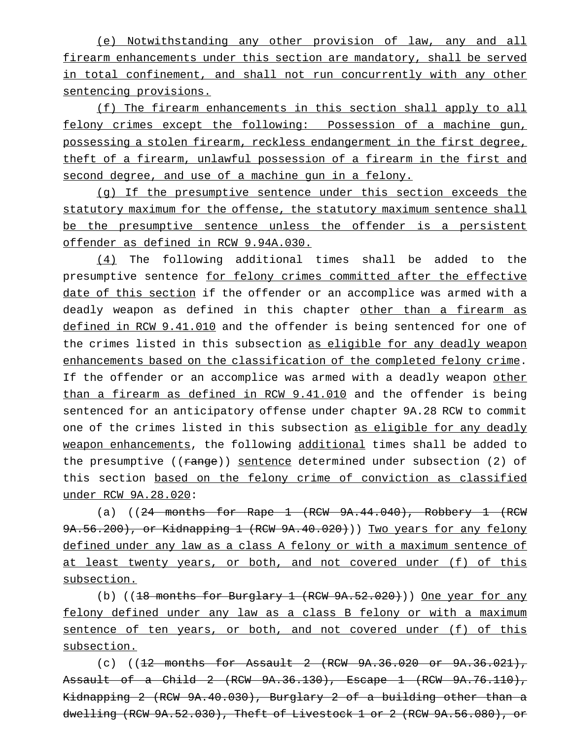(e) Notwithstanding any other provision of law, any and all firearm enhancements under this section are mandatory, shall be served in total confinement, and shall not run concurrently with any other sentencing provisions.

(f) The firearm enhancements in this section shall apply to all felony crimes except the following: Possession of a machine gun, possessing a stolen firearm, reckless endangerment in the first degree, theft of a firearm, unlawful possession of a firearm in the first and second degree, and use of a machine gun in a felony.

(g) If the presumptive sentence under this section exceeds the statutory maximum for the offense, the statutory maximum sentence shall be the presumptive sentence unless the offender is a persistent offender as defined in RCW 9.94A.030.

(4) The following additional times shall be added to the presumptive sentence for felony crimes committed after the effective date of this section if the offender or an accomplice was armed with a deadly weapon as defined in this chapter other than a firearm as defined in RCW 9.41.010 and the offender is being sentenced for one of the crimes listed in this subsection as eligible for any deadly weapon enhancements based on the classification of the completed felony crime. If the offender or an accomplice was armed with a deadly weapon other than a firearm as defined in RCW 9.41.010 and the offender is being sentenced for an anticipatory offense under chapter 9A.28 RCW to commit one of the crimes listed in this subsection as eligible for any deadly weapon enhancements, the following additional times shall be added to the presumptive ((~~range~~)) sentence determined under subsection (2) of this section based on the felony crime of conviction as classified under RCW 9A.28.020:

(a) ((~~24 months for Rape 1 (RCW 9A.44.040), Robbery 1 (RCW 9A.56.200), or Kidnapping 1 (RCW 9A.40.020)~~)) Two years for any felony defined under any law as a class A felony or with a maximum sentence of at least twenty years, or both, and not covered under (f) of this subsection.

(b) ((~~18 months for Burglary 1 (RCW 9A.52.020)~~)) One year for any felony defined under any law as a class B felony or with a maximum sentence of ten years, or both, and not covered under (f) of this subsection.

(c) ((~~12 months for Assault 2 (RCW 9A.36.020 or 9A.36.021), Assault of a Child 2 (RCW 9A.36.130), Escape 1 (RCW 9A.76.110), Kidnapping 2 (RCW 9A.40.030), Burglary 2 of a building other than a dwelling (RCW 9A.52.030), Theft of Livestock 1 or 2 (RCW 9A.56.080), or~~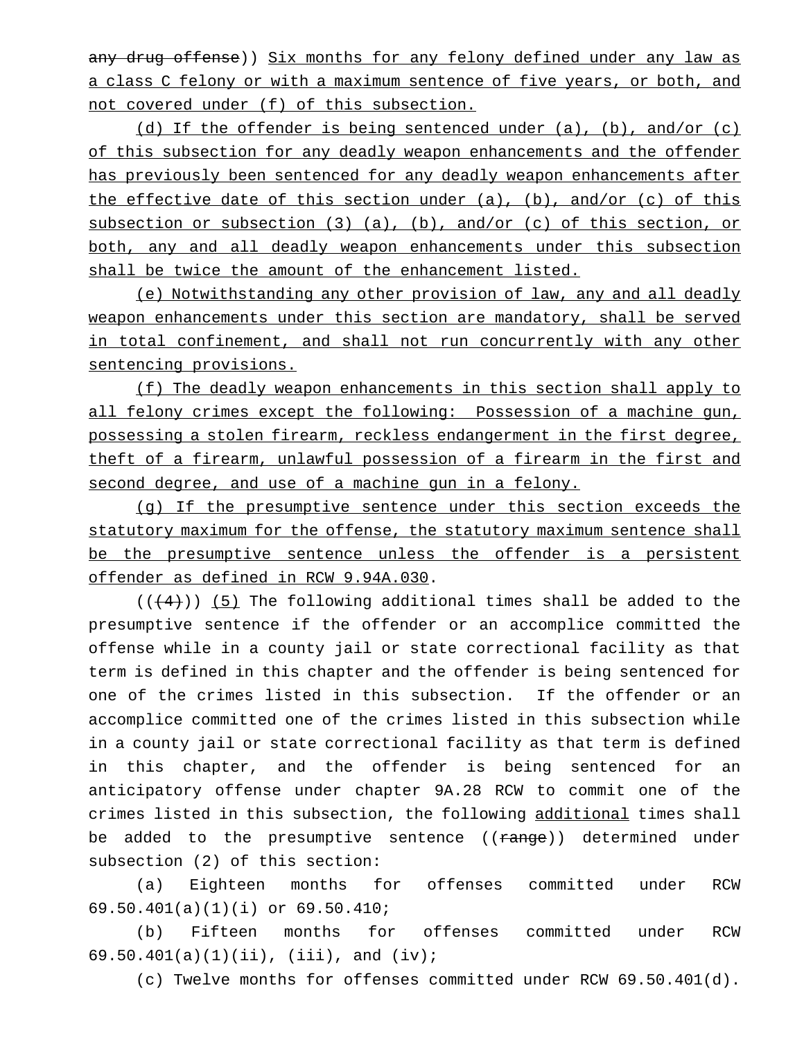~~any drug offense~~)) Six months for any felony defined under any law as a class C felony or with a maximum sentence of five years, or both, and not covered under (f) of this subsection.

(d) If the offender is being sentenced under (a), (b), and/or (c) of this subsection for any deadly weapon enhancements and the offender has previously been sentenced for any deadly weapon enhancements after the effective date of this section under (a), (b), and/or (c) of this subsection or subsection (3) (a), (b), and/or (c) of this section, or both, any and all deadly weapon enhancements under this subsection shall be twice the amount of the enhancement listed.

(e) Notwithstanding any other provision of law, any and all deadly weapon enhancements under this section are mandatory, shall be served in total confinement, and shall not run concurrently with any other sentencing provisions.

(f) The deadly weapon enhancements in this section shall apply to all felony crimes except the following: Possession of a machine gun, possessing a stolen firearm, reckless endangerment in the first degree, theft of a firearm, unlawful possession of a firearm in the first and second degree, and use of a machine gun in a felony.

(g) If the presumptive sentence under this section exceeds the statutory maximum for the offense, the statutory maximum sentence shall be the presumptive sentence unless the offender is a persistent offender as defined in RCW 9.94A.030.

((~~(4)~~)) (5) The following additional times shall be added to the presumptive sentence if the offender or an accomplice committed the offense while in a county jail or state correctional facility as that term is defined in this chapter and the offender is being sentenced for one of the crimes listed in this subsection. If the offender or an accomplice committed one of the crimes listed in this subsection while in a county jail or state correctional facility as that term is defined in this chapter, and the offender is being sentenced for an anticipatory offense under chapter 9A.28 RCW to commit one of the crimes listed in this subsection, the following additional times shall be added to the presumptive sentence ((~~range~~)) determined under subsection (2) of this section:

(a) Eighteen months for offenses committed under RCW 69.50.401(a)(1)(i) or 69.50.410;

(b) Fifteen months for offenses committed under RCW 69.50.401(a)(1)(ii), (iii), and (iv);

(c) Twelve months for offenses committed under RCW 69.50.401(d).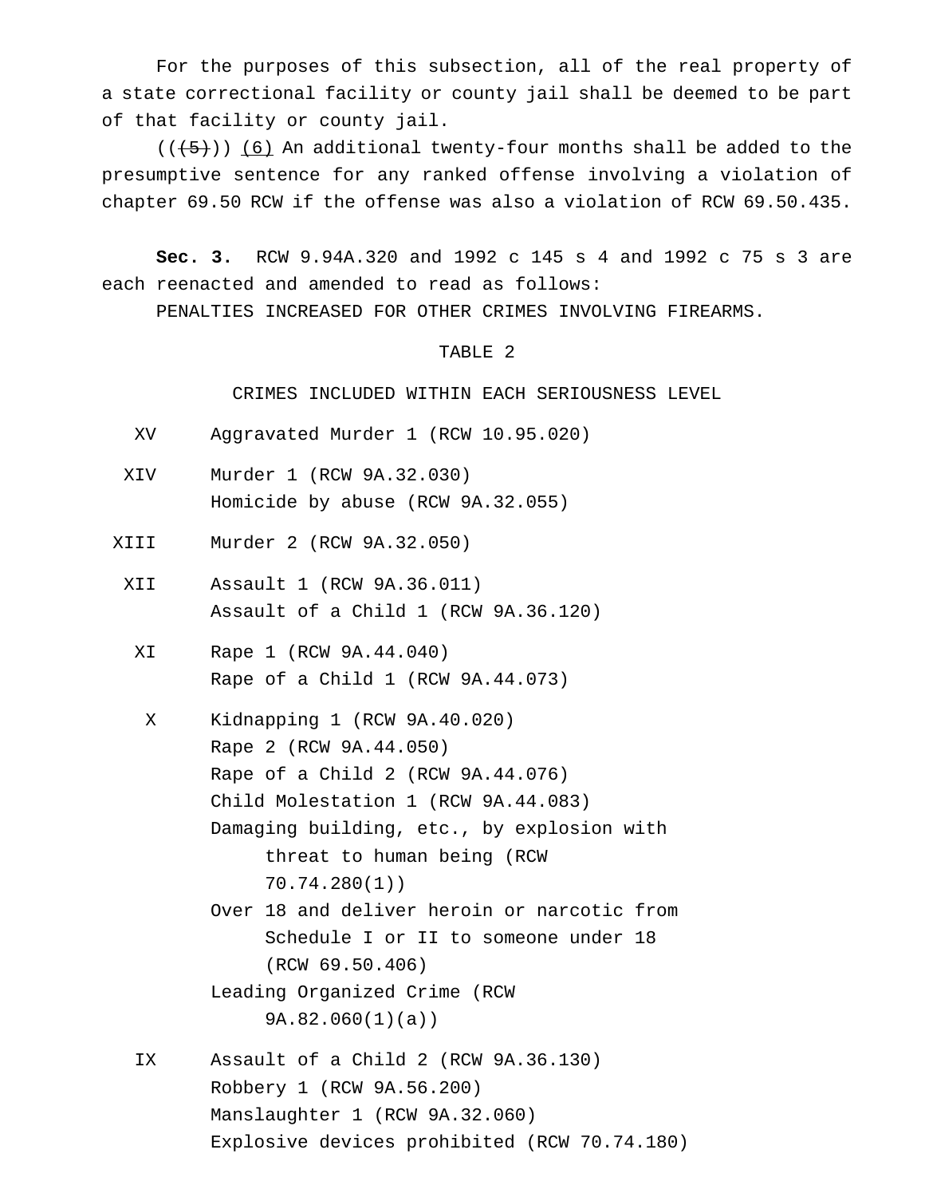For the purposes of this subsection, all of the real property of a state correctional facility or county jail shall be deemed to be part of that facility or county jail.

((~~(5)~~)) (6) An additional twenty-four months shall be added to the presumptive sentence for any ranked offense involving a violation of chapter 69.50 RCW if the offense was also a violation of RCW 69.50.435.

**Sec. 3.** RCW 9.94A.320 and 1992 c 145 s 4 and 1992 c 75 s 3 are each reenacted and amended to read as follows:

PENALTIES INCREASED FOR OTHER CRIMES INVOLVING FIREARMS.

TABLE 2

CRIMES INCLUDED WITHIN EACH SERIOUSNESS LEVEL

| | |
|---|---|
| XV | Aggravated Murder 1 (RCW 10.95.020) |
| XIV | Murder 1 (RCW 9A.32.030)<br>Homicide by abuse (RCW 9A.32.055) |
| XIII | Murder 2 (RCW 9A.32.050) |
| XII | Assault 1 (RCW 9A.36.011)<br>Assault of a Child 1 (RCW 9A.36.120) |
| XI | Rape 1 (RCW 9A.44.040)<br>Rape of a Child 1 (RCW 9A.44.073) |
| X | Kidnapping 1 (RCW 9A.40.020)<br>Rape 2 (RCW 9A.44.050)<br>Rape of a Child 2 (RCW 9A.44.076)<br>Child Molestation 1 (RCW 9A.44.083)<br>Damaging building, etc., by explosion with threat to human being (RCW 70.74.280(1))<br>Over 18 and deliver heroin or narcotic from Schedule I or II to someone under 18 (RCW 69.50.406)<br>Leading Organized Crime (RCW 9A.82.060(1)(a)) |
| IX | Assault of a Child 2 (RCW 9A.36.130)<br>Robbery 1 (RCW 9A.56.200)<br>Manslaughter 1 (RCW 9A.32.060)<br>Explosive devices prohibited (RCW 70.74.180) |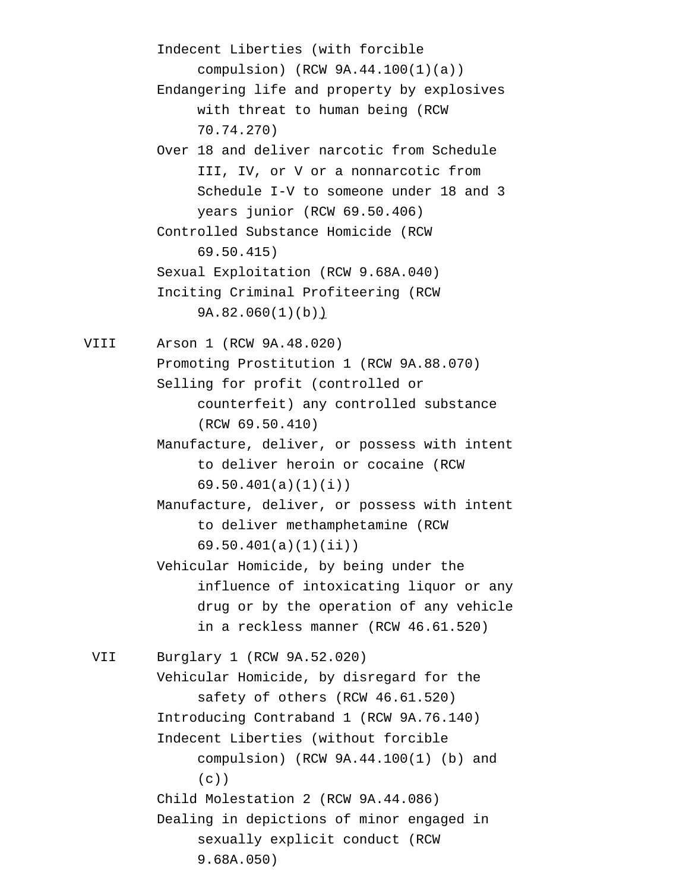| | |
|---|---|
| | Indecent Liberties (with forcible compulsion) (RCW 9A.44.100(1)(a)) |
| | Endangering life and property by explosives with threat to human being (RCW 70.74.270) |
| | Over 18 and deliver narcotic from Schedule III, IV, or V or a nonnarcotic from Schedule I-V to someone under 18 and 3 years junior (RCW 69.50.406) |
| | Controlled Substance Homicide (RCW 69.50.415) |
| | Sexual Exploitation (RCW 9.68A.040) |
| | Inciting Criminal Profiteering (RCW 9A.82.060(1)(b)) |
| VIII | Arson 1 (RCW 9A.48.020) |
| | Promoting Prostitution 1 (RCW 9A.88.070) |
| | Selling for profit (controlled or counterfeit) any controlled substance (RCW 69.50.410) |
| | Manufacture, deliver, or possess with intent to deliver heroin or cocaine (RCW 69.50.401(a)(1)(i)) |
| | Manufacture, deliver, or possess with intent to deliver methamphetamine (RCW 69.50.401(a)(1)(ii)) |
| | Vehicular Homicide, by being under the influence of intoxicating liquor or any drug or by the operation of any vehicle in a reckless manner (RCW 46.61.520) |
| VII | Burglary 1 (RCW 9A.52.020) |
| | Vehicular Homicide, by disregard for the safety of others (RCW 46.61.520) |
| | Introducing Contraband 1 (RCW 9A.76.140) |
| | Indecent Liberties (without forcible compulsion) (RCW 9A.44.100(1) (b) and (c)) |
| | Child Molestation 2 (RCW 9A.44.086) |
| | Dealing in depictions of minor engaged in sexually explicit conduct (RCW 9.68A.050) |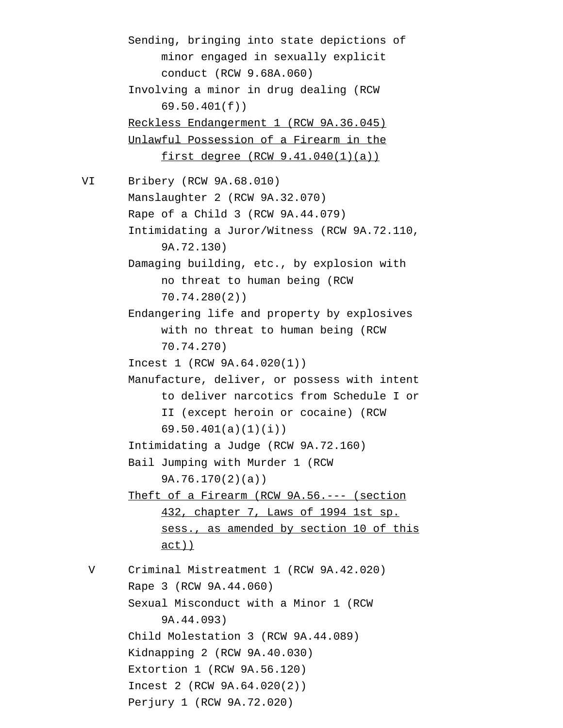Sending, bringing into state depictions of minor engaged in sexually explicit conduct (RCW 9.68A.060)

Involving a minor in drug dealing (RCW 69.50.401(f))

<u>Reckless Endangerment 1 (RCW 9A.36.045)</u>

<u>Unlawful Possession of a Firearm in the first degree (RCW 9.41.040(1)(a))</u>

VI Bribery (RCW 9A.68.010)

Manslaughter 2 (RCW 9A.32.070)

Rape of a Child 3 (RCW 9A.44.079)

Intimidating a Juror/Witness (RCW 9A.72.110, 9A.72.130)

Damaging building, etc., by explosion with no threat to human being (RCW 70.74.280(2))

Endangering life and property by explosives with no threat to human being (RCW 70.74.270)

Incest 1 (RCW 9A.64.020(1))

Manufacture, deliver, or possess with intent to deliver narcotics from Schedule I or II (except heroin or cocaine) (RCW 69.50.401(a)(1)(i))

Intimidating a Judge (RCW 9A.72.160)

Bail Jumping with Murder 1 (RCW 9A.76.170(2)(a))

<u>Theft of a Firearm (RCW 9A.56.--- (section 432, chapter 7, Laws of 1994 1st sp. sess., as amended by section 10 of this act))</u>

V Criminal Mistreatment 1 (RCW 9A.42.020)

Rape 3 (RCW 9A.44.060)

Sexual Misconduct with a Minor 1 (RCW 9A.44.093)

Child Molestation 3 (RCW 9A.44.089)

Kidnapping 2 (RCW 9A.40.030)

Extortion 1 (RCW 9A.56.120)

Incest 2 (RCW 9A.64.020(2))

Perjury 1 (RCW 9A.72.020)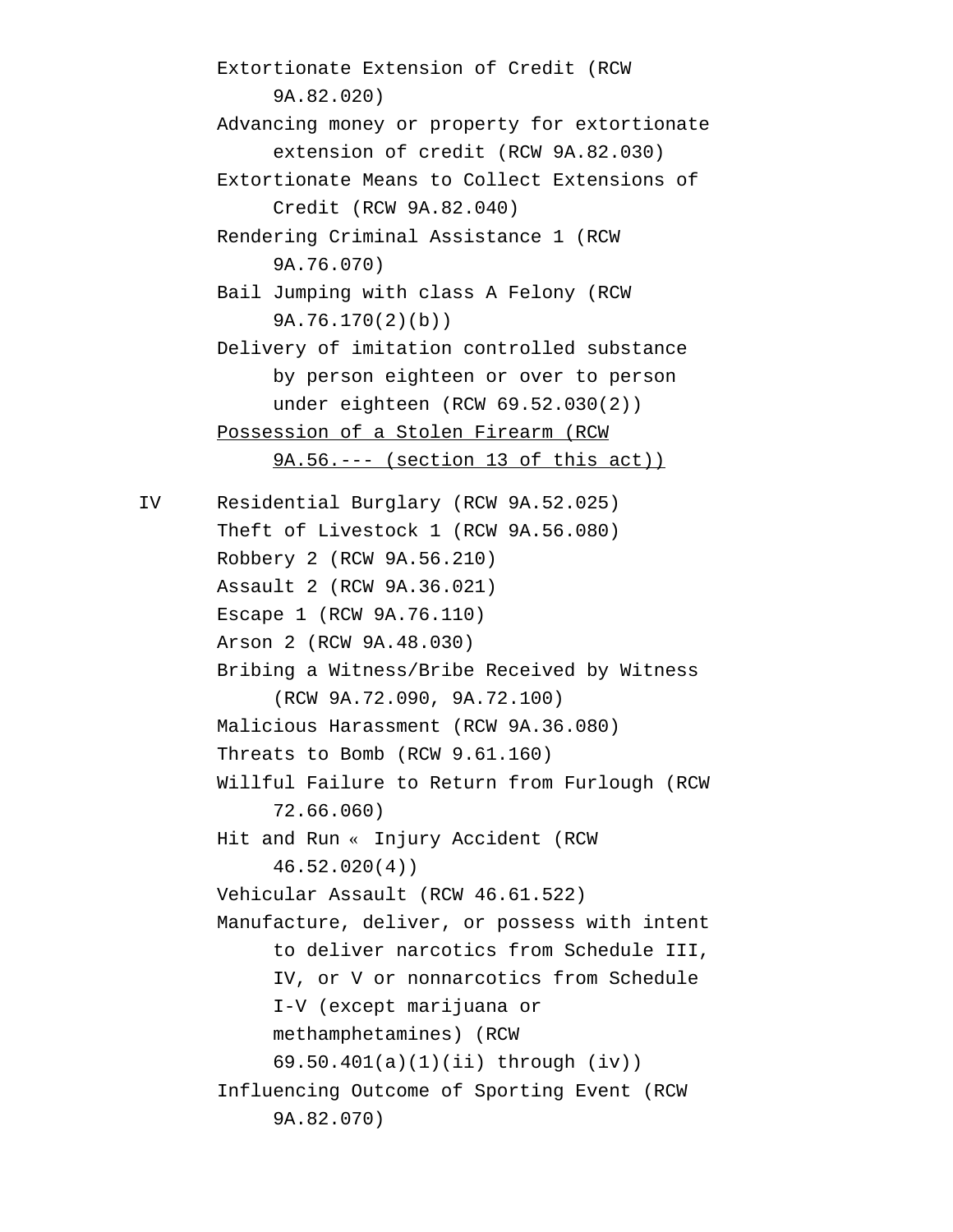Extortionate Extension of Credit (RCW 9A.82.020)

Advancing money or property for extortionate extension of credit (RCW 9A.82.030)

Extortionate Means to Collect Extensions of Credit (RCW 9A.82.040)

Rendering Criminal Assistance 1 (RCW 9A.76.070)

Bail Jumping with class A Felony (RCW 9A.76.170(2)(b))

Delivery of imitation controlled substance by person eighteen or over to person under eighteen (RCW 69.52.030(2))

<u>Possession of a Stolen Firearm (RCW 9A.56.--- (section 13 of this act))</u>

IV Residential Burglary (RCW 9A.52.025)

Theft of Livestock 1 (RCW 9A.56.080)

Robbery 2 (RCW 9A.56.210)

Assault 2 (RCW 9A.36.021)

Escape 1 (RCW 9A.76.110)

Arson 2 (RCW 9A.48.030)

Bribing a Witness/Bribe Received by Witness (RCW 9A.72.090, 9A.72.100)

Malicious Harassment (RCW 9A.36.080)

Threats to Bomb (RCW 9.61.160)

Willful Failure to Return from Furlough (RCW 72.66.060)

Hit and Run « Injury Accident (RCW 46.52.020(4))

Vehicular Assault (RCW 46.61.522)

Manufacture, deliver, or possess with intent to deliver narcotics from Schedule III, IV, or V or nonnarcotics from Schedule I-V (except marijuana or methamphetamines) (RCW 69.50.401(a)(1)(ii) through (iv))

Influencing Outcome of Sporting Event (RCW 9A.82.070)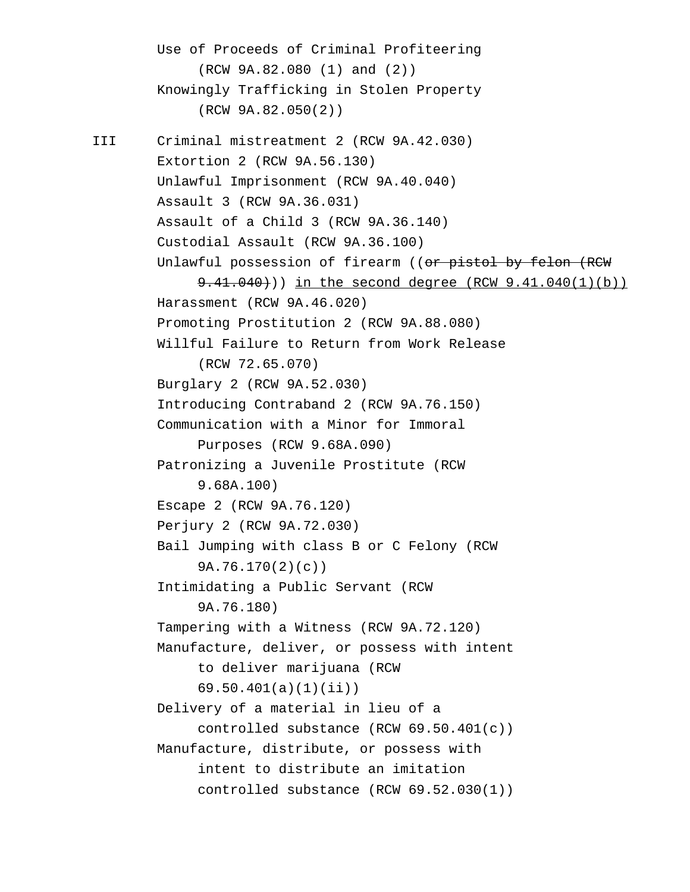Use of Proceeds of Criminal Profiteering (RCW 9A.82.080 (1) and (2))
Knowingly Trafficking in Stolen Property (RCW 9A.82.050(2))

III Criminal mistreatment 2 (RCW 9A.42.030)
Extortion 2 (RCW 9A.56.130)
Unlawful Imprisonment (RCW 9A.40.040)
Assault 3 (RCW 9A.36.031)
Assault of a Child 3 (RCW 9A.36.140)
Custodial Assault (RCW 9A.36.100)
Unlawful possession of firearm ((~~or pistol by felon (RCW 9.41.040)~~)) in the second degree (RCW 9.41.040(1)(b))
Harassment (RCW 9A.46.020)
Promoting Prostitution 2 (RCW 9A.88.080)
Willful Failure to Return from Work Release (RCW 72.65.070)
Burglary 2 (RCW 9A.52.030)
Introducing Contraband 2 (RCW 9A.76.150)
Communication with a Minor for Immoral Purposes (RCW 9.68A.090)
Patronizing a Juvenile Prostitute (RCW 9.68A.100)
Escape 2 (RCW 9A.76.120)
Perjury 2 (RCW 9A.72.030)
Bail Jumping with class B or C Felony (RCW 9A.76.170(2)(c))
Intimidating a Public Servant (RCW 9A.76.180)
Tampering with a Witness (RCW 9A.72.120)
Manufacture, deliver, or possess with intent to deliver marijuana (RCW 69.50.401(a)(1)(ii))
Delivery of a material in lieu of a controlled substance (RCW 69.50.401(c))
Manufacture, distribute, or possess with intent to distribute an imitation controlled substance (RCW 69.52.030(1))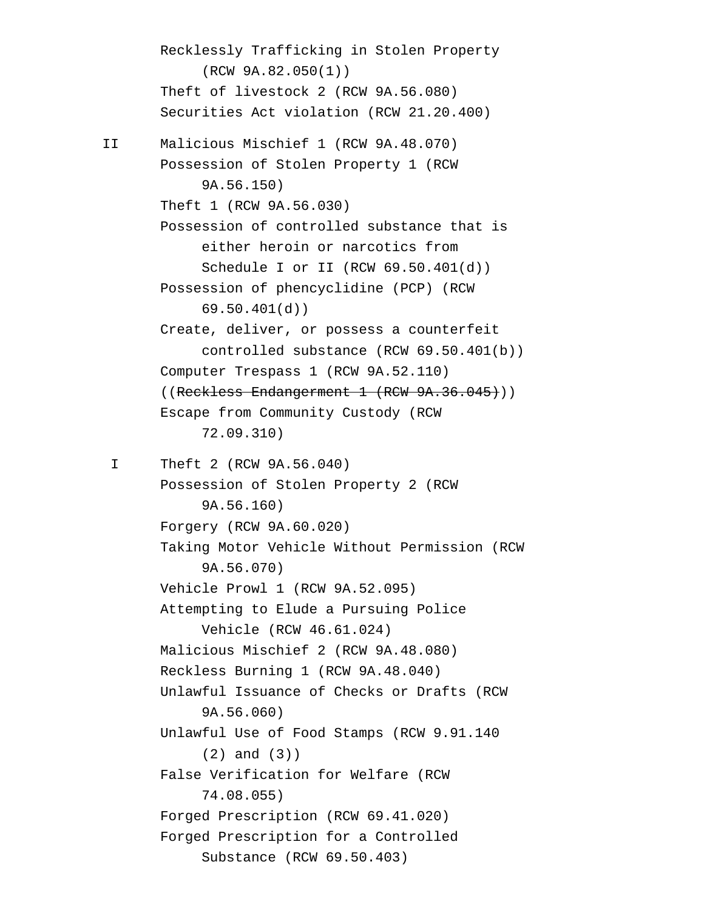| | |
|---|---|
| | Recklessly Trafficking in Stolen Property (RCW 9A.82.050(1)) |
| | Theft of livestock 2 (RCW 9A.56.080) |
| | Securities Act violation (RCW 21.20.400) |
| II | Malicious Mischief 1 (RCW 9A.48.070) |
| | Possession of Stolen Property 1 (RCW 9A.56.150) |
| | Theft 1 (RCW 9A.56.030) |
| | Possession of controlled substance that is either heroin or narcotics from Schedule I or II (RCW 69.50.401(d)) |
| | Possession of phencyclidine (PCP) (RCW 69.50.401(d)) |
| | Create, deliver, or possess a counterfeit controlled substance (RCW 69.50.401(b)) |
| | Computer Trespass 1 (RCW 9A.52.110) |
| | ((~~Reckless Endangerment 1 (RCW 9A.36.045)~~)) |
| | Escape from Community Custody (RCW 72.09.310) |
| I | Theft 2 (RCW 9A.56.040) |
| | Possession of Stolen Property 2 (RCW 9A.56.160) |
| | Forgery (RCW 9A.60.020) |
| | Taking Motor Vehicle Without Permission (RCW 9A.56.070) |
| | Vehicle Prowl 1 (RCW 9A.52.095) |
| | Attempting to Elude a Pursuing Police Vehicle (RCW 46.61.024) |
| | Malicious Mischief 2 (RCW 9A.48.080) |
| | Reckless Burning 1 (RCW 9A.48.040) |
| | Unlawful Issuance of Checks or Drafts (RCW 9A.56.060) |
| | Unlawful Use of Food Stamps (RCW 9.91.140 (2) and (3)) |
| | False Verification for Welfare (RCW 74.08.055) |
| | Forged Prescription (RCW 69.41.020) |
| | Forged Prescription for a Controlled Substance (RCW 69.50.403) |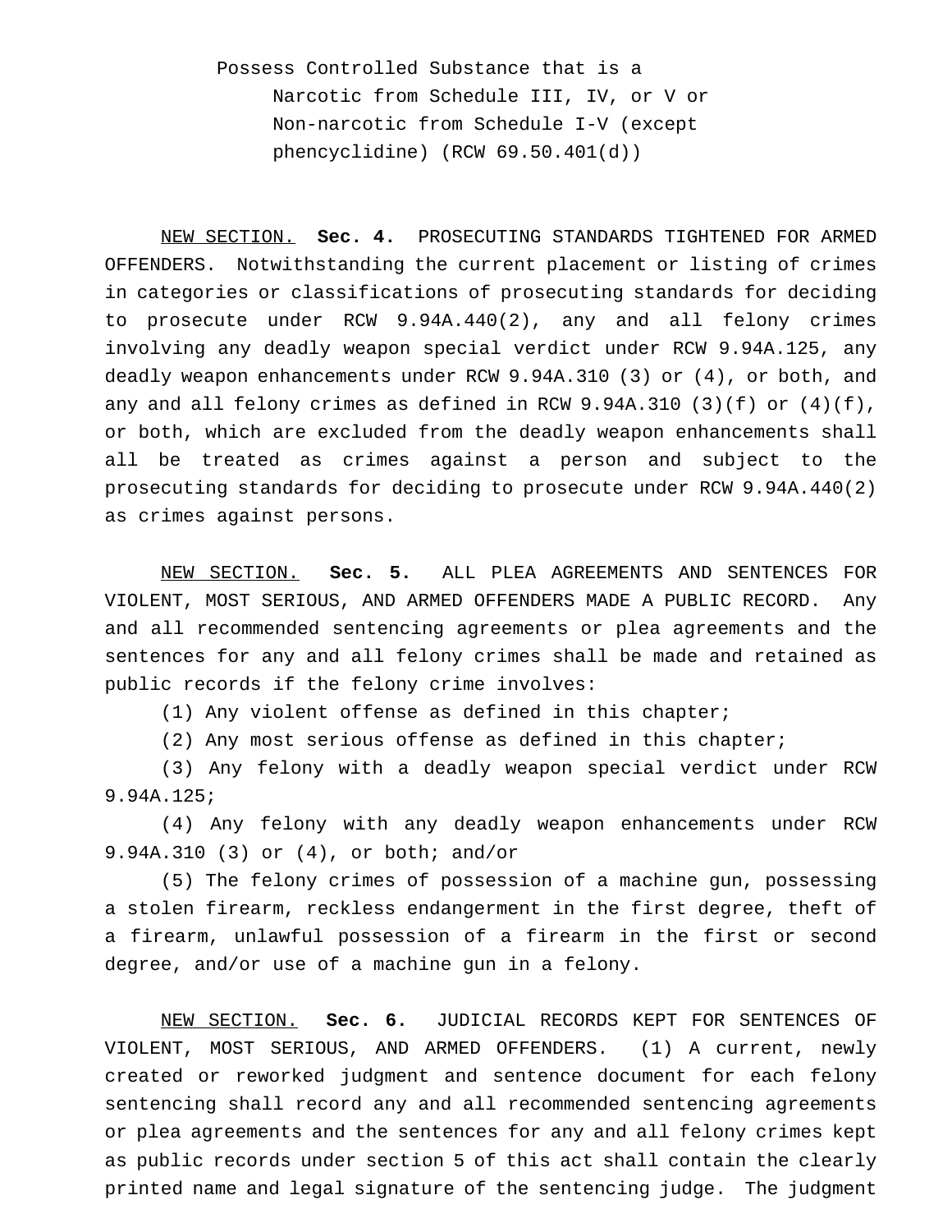Possess Controlled Substance that is a
Narcotic from Schedule III, IV, or V or
Non-narcotic from Schedule I-V (except
phencyclidine) (RCW 69.50.401(d))

NEW SECTION. **Sec. 4.** PROSECUTING STANDARDS TIGHTENED FOR ARMED OFFENDERS. Notwithstanding the current placement or listing of crimes in categories or classifications of prosecuting standards for deciding to prosecute under RCW 9.94A.440(2), any and all felony crimes involving any deadly weapon special verdict under RCW 9.94A.125, any deadly weapon enhancements under RCW 9.94A.310 (3) or (4), or both, and any and all felony crimes as defined in RCW 9.94A.310 (3)(f) or (4)(f), or both, which are excluded from the deadly weapon enhancements shall all be treated as crimes against a person and subject to the prosecuting standards for deciding to prosecute under RCW 9.94A.440(2) as crimes against persons.

NEW SECTION. **Sec. 5.** ALL PLEA AGREEMENTS AND SENTENCES FOR VIOLENT, MOST SERIOUS, AND ARMED OFFENDERS MADE A PUBLIC RECORD. Any and all recommended sentencing agreements or plea agreements and the sentences for any and all felony crimes shall be made and retained as public records if the felony crime involves:

(1) Any violent offense as defined in this chapter;

(2) Any most serious offense as defined in this chapter;

(3) Any felony with a deadly weapon special verdict under RCW 9.94A.125;

(4) Any felony with any deadly weapon enhancements under RCW 9.94A.310 (3) or (4), or both; and/or

(5) The felony crimes of possession of a machine gun, possessing a stolen firearm, reckless endangerment in the first degree, theft of a firearm, unlawful possession of a firearm in the first or second degree, and/or use of a machine gun in a felony.

NEW SECTION. **Sec. 6.** JUDICIAL RECORDS KEPT FOR SENTENCES OF VIOLENT, MOST SERIOUS, AND ARMED OFFENDERS. (1) A current, newly created or reworked judgment and sentence document for each felony sentencing shall record any and all recommended sentencing agreements or plea agreements and the sentences for any and all felony crimes kept as public records under section 5 of this act shall contain the clearly printed name and legal signature of the sentencing judge. The judgment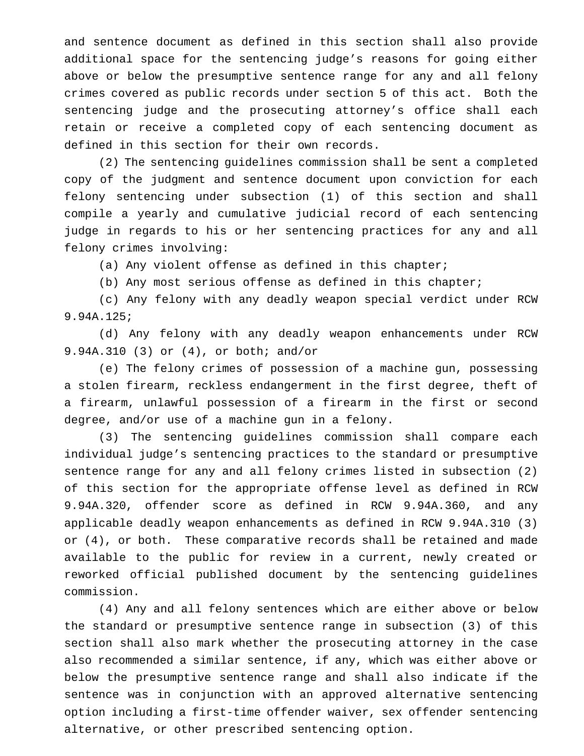and sentence document as defined in this section shall also provide additional space for the sentencing judge's reasons for going either above or below the presumptive sentence range for any and all felony crimes covered as public records under section 5 of this act. Both the sentencing judge and the prosecuting attorney's office shall each retain or receive a completed copy of each sentencing document as defined in this section for their own records.

(2) The sentencing guidelines commission shall be sent a completed copy of the judgment and sentence document upon conviction for each felony sentencing under subsection (1) of this section and shall compile a yearly and cumulative judicial record of each sentencing judge in regards to his or her sentencing practices for any and all felony crimes involving:

(a) Any violent offense as defined in this chapter;

(b) Any most serious offense as defined in this chapter;

(c) Any felony with any deadly weapon special verdict under RCW 9.94A.125;

(d) Any felony with any deadly weapon enhancements under RCW 9.94A.310 (3) or (4), or both; and/or

(e) The felony crimes of possession of a machine gun, possessing a stolen firearm, reckless endangerment in the first degree, theft of a firearm, unlawful possession of a firearm in the first or second degree, and/or use of a machine gun in a felony.

(3) The sentencing guidelines commission shall compare each individual judge's sentencing practices to the standard or presumptive sentence range for any and all felony crimes listed in subsection (2) of this section for the appropriate offense level as defined in RCW 9.94A.320, offender score as defined in RCW 9.94A.360, and any applicable deadly weapon enhancements as defined in RCW 9.94A.310 (3) or (4), or both. These comparative records shall be retained and made available to the public for review in a current, newly created or reworked official published document by the sentencing guidelines commission.

(4) Any and all felony sentences which are either above or below the standard or presumptive sentence range in subsection (3) of this section shall also mark whether the prosecuting attorney in the case also recommended a similar sentence, if any, which was either above or below the presumptive sentence range and shall also indicate if the sentence was in conjunction with an approved alternative sentencing option including a first-time offender waiver, sex offender sentencing alternative, or other prescribed sentencing option.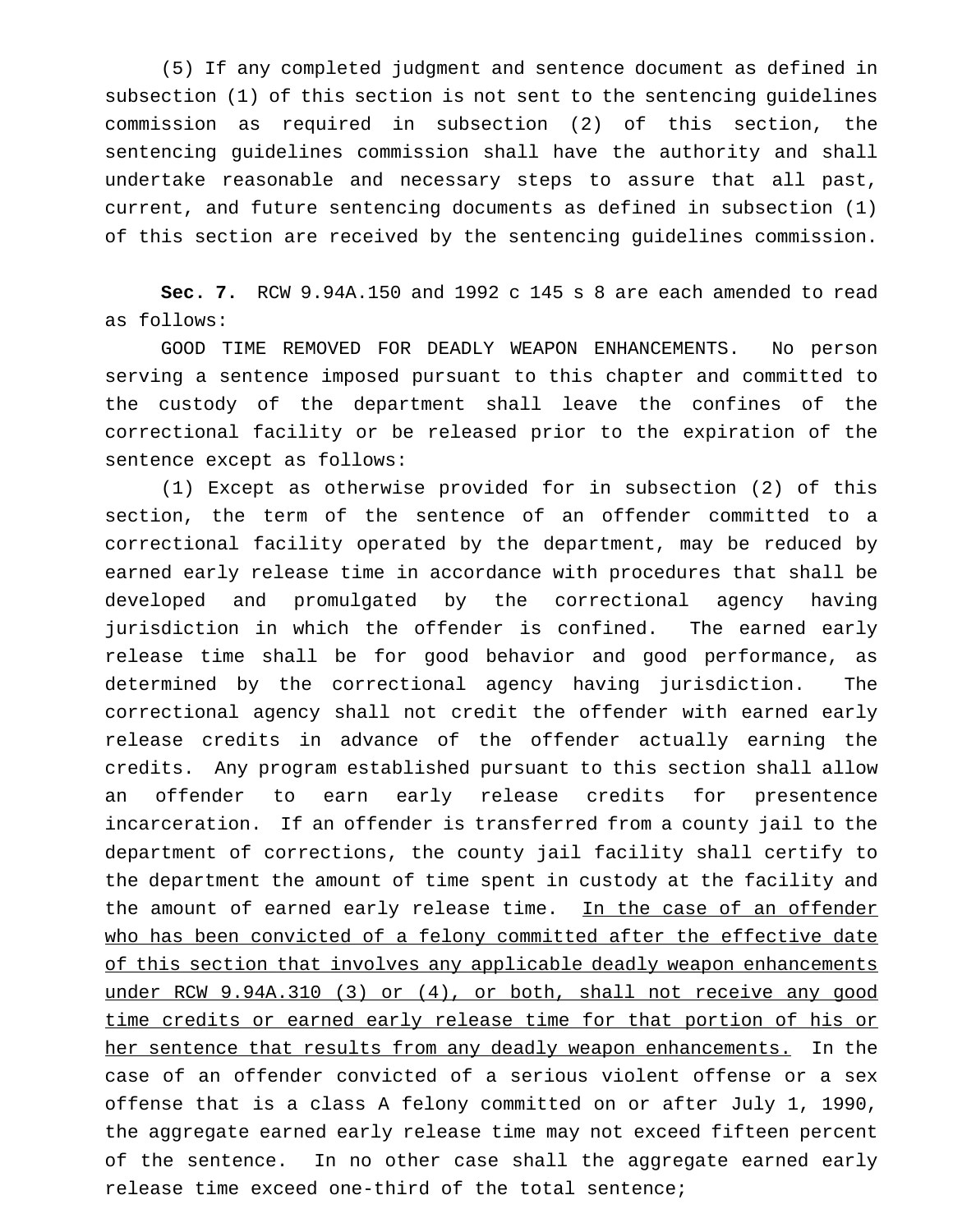(5) If any completed judgment and sentence document as defined in subsection (1) of this section is not sent to the sentencing guidelines commission as required in subsection (2) of this section, the sentencing guidelines commission shall have the authority and shall undertake reasonable and necessary steps to assure that all past, current, and future sentencing documents as defined in subsection (1) of this section are received by the sentencing guidelines commission.

**Sec. 7.** RCW 9.94A.150 and 1992 c 145 s 8 are each amended to read as follows:

GOOD TIME REMOVED FOR DEADLY WEAPON ENHANCEMENTS. No person serving a sentence imposed pursuant to this chapter and committed to the custody of the department shall leave the confines of the correctional facility or be released prior to the expiration of the sentence except as follows:

(1) Except as otherwise provided for in subsection (2) of this section, the term of the sentence of an offender committed to a correctional facility operated by the department, may be reduced by earned early release time in accordance with procedures that shall be developed and promulgated by the correctional agency having jurisdiction in which the offender is confined. The earned early release time shall be for good behavior and good performance, as determined by the correctional agency having jurisdiction. The correctional agency shall not credit the offender with earned early release credits in advance of the offender actually earning the credits. Any program established pursuant to this section shall allow an offender to earn early release credits for presentence incarceration. If an offender is transferred from a county jail to the department of corrections, the county jail facility shall certify to the department the amount of time spent in custody at the facility and the amount of earned early release time. <u>In the case of an offender who has been convicted of a felony committed after the effective date of this section that involves any applicable deadly weapon enhancements under RCW 9.94A.310 (3) or (4), or both, shall not receive any good time credits or earned early release time for that portion of his or her sentence that results from any deadly weapon enhancements.</u> In the case of an offender convicted of a serious violent offense or a sex offense that is a class A felony committed on or after July 1, 1990, the aggregate earned early release time may not exceed fifteen percent of the sentence. In no other case shall the aggregate earned early release time exceed one-third of the total sentence;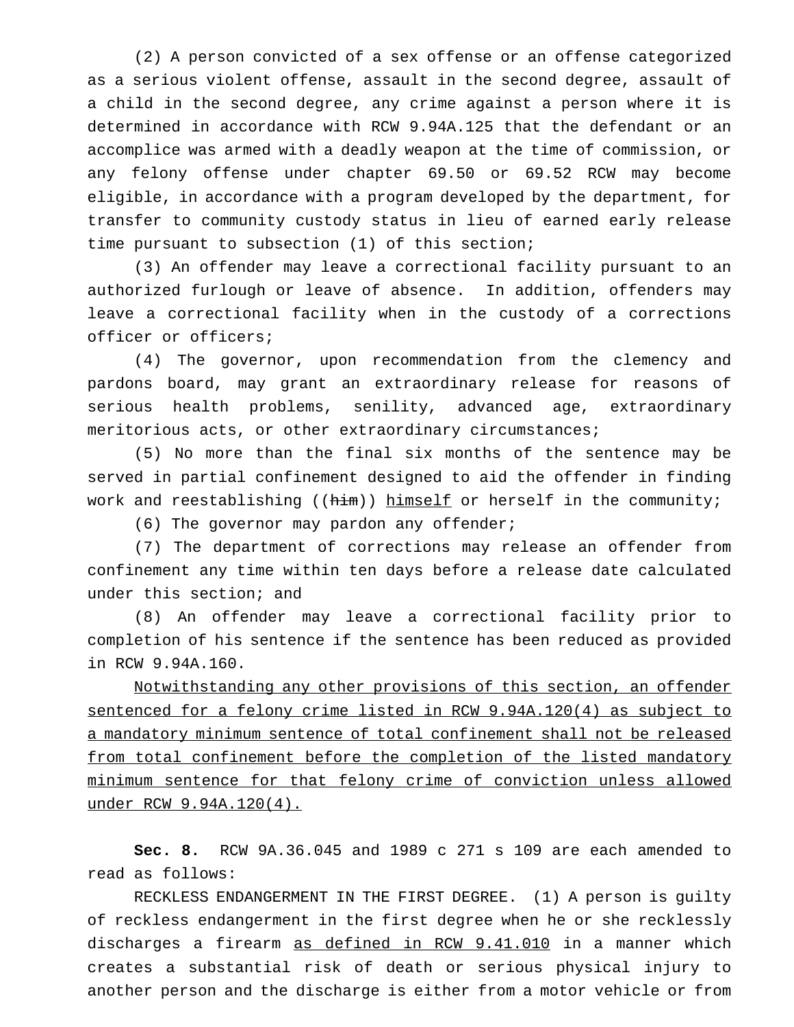(2) A person convicted of a sex offense or an offense categorized as a serious violent offense, assault in the second degree, assault of a child in the second degree, any crime against a person where it is determined in accordance with RCW 9.94A.125 that the defendant or an accomplice was armed with a deadly weapon at the time of commission, or any felony offense under chapter 69.50 or 69.52 RCW may become eligible, in accordance with a program developed by the department, for transfer to community custody status in lieu of earned early release time pursuant to subsection (1) of this section;

(3) An offender may leave a correctional facility pursuant to an authorized furlough or leave of absence. In addition, offenders may leave a correctional facility when in the custody of a corrections officer or officers;

(4) The governor, upon recommendation from the clemency and pardons board, may grant an extraordinary release for reasons of serious health problems, senility, advanced age, extraordinary meritorious acts, or other extraordinary circumstances;

(5) No more than the final six months of the sentence may be served in partial confinement designed to aid the offender in finding work and reestablishing ((~~him~~)) <u>himself</u> or herself in the community;

(6) The governor may pardon any offender;

(7) The department of corrections may release an offender from confinement any time within ten days before a release date calculated under this section; and

(8) An offender may leave a correctional facility prior to completion of his sentence if the sentence has been reduced as provided in RCW 9.94A.160.

<u>Notwithstanding any other provisions of this section, an offender sentenced for a felony crime listed in RCW 9.94A.120(4) as subject to a mandatory minimum sentence of total confinement shall not be released from total confinement before the completion of the listed mandatory minimum sentence for that felony crime of conviction unless allowed under RCW 9.94A.120(4).</u>

**Sec. 8.** RCW 9A.36.045 and 1989 c 271 s 109 are each amended to read as follows:

RECKLESS ENDANGERMENT IN THE FIRST DEGREE. (1) A person is guilty of reckless endangerment in the first degree when he or she recklessly discharges a firearm <u>as defined in RCW 9.41.010</u> in a manner which creates a substantial risk of death or serious physical injury to another person and the discharge is either from a motor vehicle or from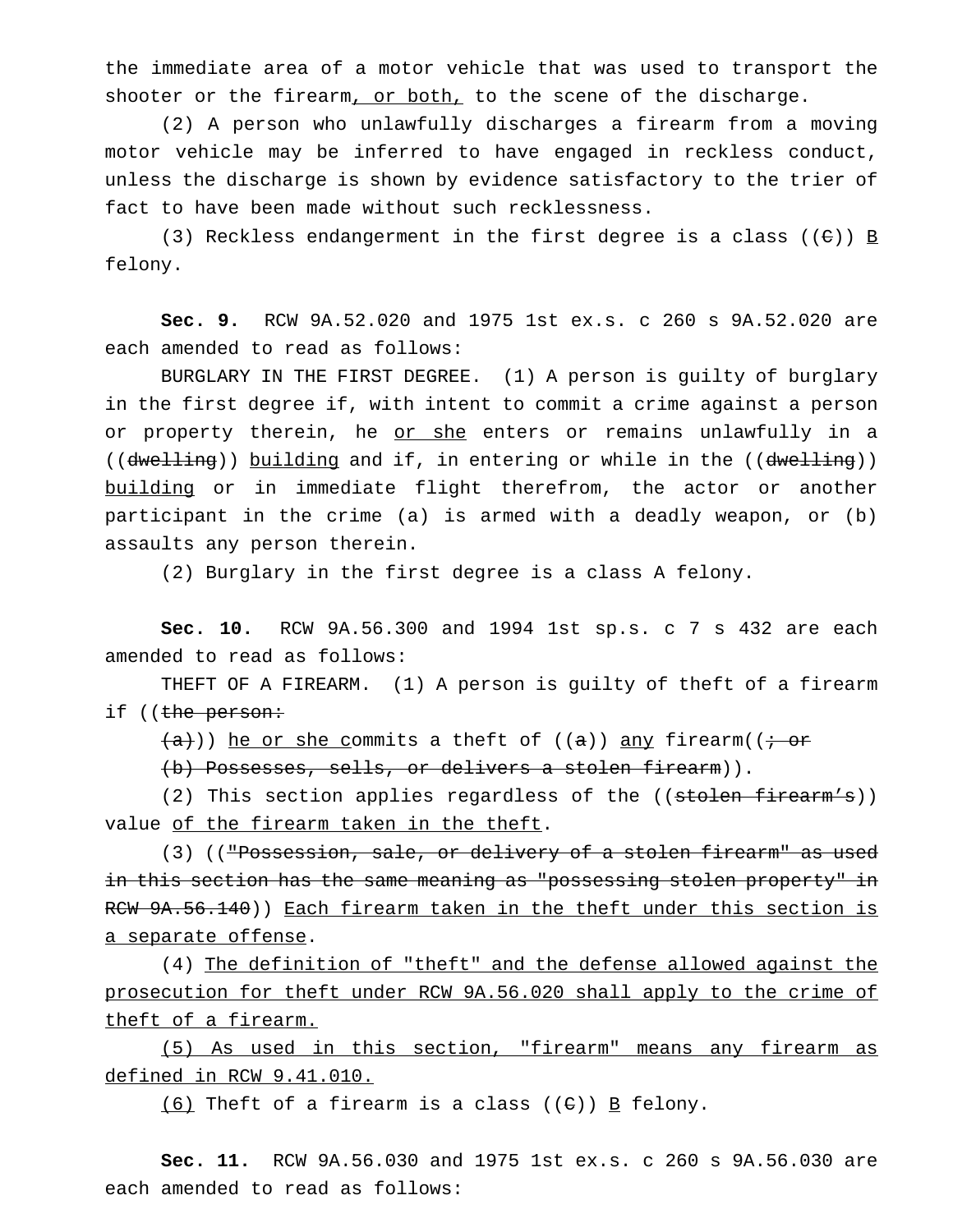the immediate area of a motor vehicle that was used to transport the shooter or the firearm<u>, or both,</u> to the scene of the discharge.

(2) A person who unlawfully discharges a firearm from a moving motor vehicle may be inferred to have engaged in reckless conduct, unless the discharge is shown by evidence satisfactory to the trier of fact to have been made without such recklessness.

(3) Reckless endangerment in the first degree is a class ((~~C~~)) <u>B</u> felony.

**Sec. 9.** RCW 9A.52.020 and 1975 1st ex.s. c 260 s 9A.52.020 are each amended to read as follows:

BURGLARY IN THE FIRST DEGREE. (1) A person is guilty of burglary in the first degree if, with intent to commit a crime against a person or property therein, he <u>or she</u> enters or remains unlawfully in a ((~~dwelling~~)) <u>building</u> and if, in entering or while in the ((~~dwelling~~)) <u>building</u> or in immediate flight therefrom, the actor or another participant in the crime (a) is armed with a deadly weapon, or (b) assaults any person therein.

(2) Burglary in the first degree is a class A felony.

**Sec. 10.** RCW 9A.56.300 and 1994 1st sp.s. c 7 s 432 are each amended to read as follows:

THEFT OF A FIREARM. (1) A person is guilty of theft of a firearm if ((~~the person:~~

~~(a)~~)) <u>he or she c</u>ommits a theft of ((~~a~~)) <u>any</u> firearm((~~; or~~

~~(b) Possesses, sells, or delivers a stolen firearm~~)).

(2) This section applies regardless of the ((~~stolen firearm's~~)) value <u>of the firearm taken in the theft</u>.

(3) ((~~"Possession, sale, or delivery of a stolen firearm" as used in this section has the same meaning as "possessing stolen property" in RCW 9A.56.140~~)) <u>Each firearm taken in the theft under this section is a separate offense</u>.

(4) <u>The definition of "theft" and the defense allowed against the prosecution for theft under RCW 9A.56.020 shall apply to the crime of theft of a firearm.</u>

<u>(5) As used in this section, "firearm" means any firearm as defined in RCW 9.41.010.</u>

<u>(6)</u> Theft of a firearm is a class ((~~C~~)) <u>B</u> felony.

**Sec. 11.** RCW 9A.56.030 and 1975 1st ex.s. c 260 s 9A.56.030 are each amended to read as follows: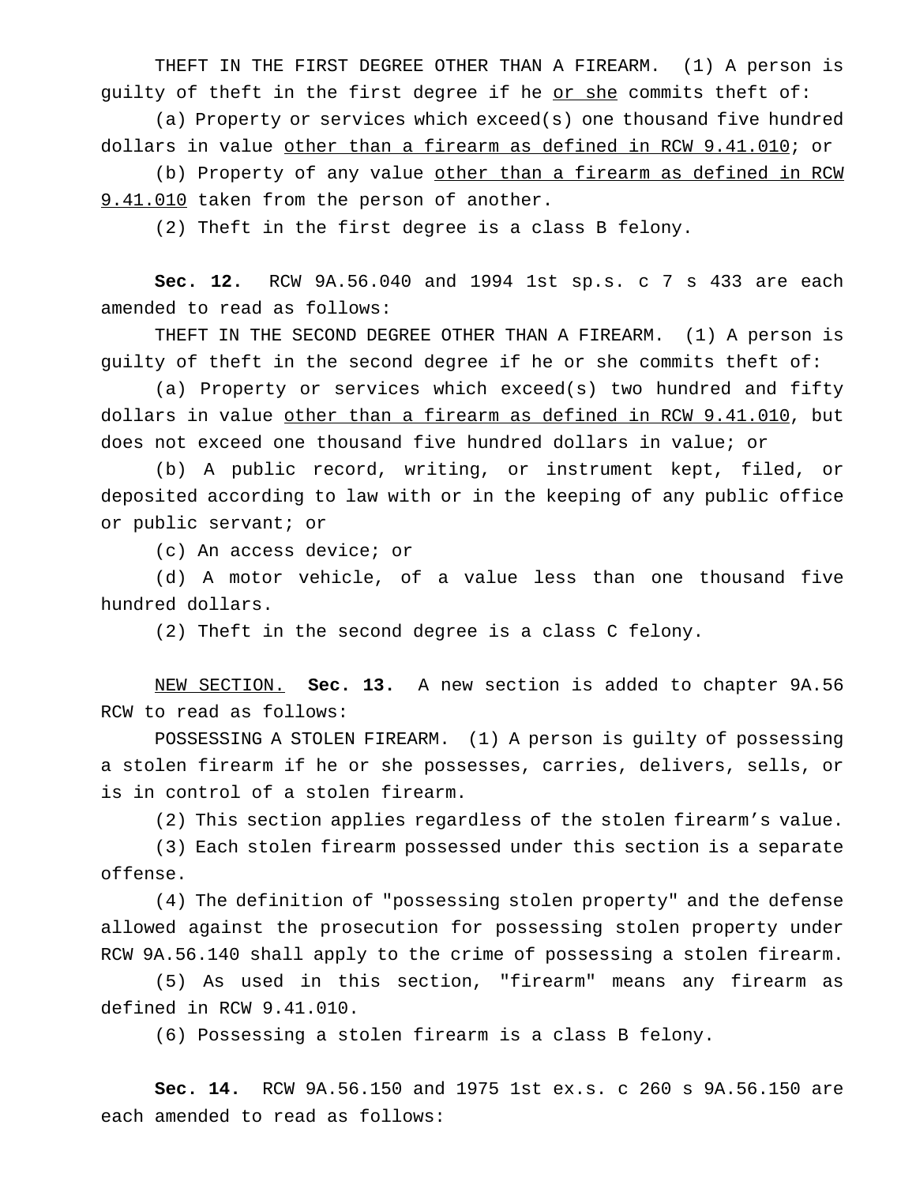THEFT IN THE FIRST DEGREE OTHER THAN A FIREARM. (1) A person is guilty of theft in the first degree if he <u>or she</u> commits theft of:

(a) Property or services which exceed(s) one thousand five hundred dollars in value <u>other than a firearm as defined in RCW 9.41.010</u>; or

(b) Property of any value <u>other than a firearm as defined in RCW 9.41.010</u> taken from the person of another.

(2) Theft in the first degree is a class B felony.

**Sec. 12.** RCW 9A.56.040 and 1994 1st sp.s. c 7 s 433 are each amended to read as follows:

THEFT IN THE SECOND DEGREE OTHER THAN A FIREARM. (1) A person is guilty of theft in the second degree if he or she commits theft of:

(a) Property or services which exceed(s) two hundred and fifty dollars in value <u>other than a firearm as defined in RCW 9.41.010</u>, but does not exceed one thousand five hundred dollars in value; or

(b) A public record, writing, or instrument kept, filed, or deposited according to law with or in the keeping of any public office or public servant; or

(c) An access device; or

(d) A motor vehicle, of a value less than one thousand five hundred dollars.

(2) Theft in the second degree is a class C felony.

<u>NEW SECTION.</u> **Sec. 13.** A new section is added to chapter 9A.56 RCW to read as follows:

POSSESSING A STOLEN FIREARM. (1) A person is guilty of possessing a stolen firearm if he or she possesses, carries, delivers, sells, or is in control of a stolen firearm.

(2) This section applies regardless of the stolen firearm's value.

(3) Each stolen firearm possessed under this section is a separate offense.

(4) The definition of "possessing stolen property" and the defense allowed against the prosecution for possessing stolen property under RCW 9A.56.140 shall apply to the crime of possessing a stolen firearm.

(5) As used in this section, "firearm" means any firearm as defined in RCW 9.41.010.

(6) Possessing a stolen firearm is a class B felony.

**Sec. 14.** RCW 9A.56.150 and 1975 1st ex.s. c 260 s 9A.56.150 are each amended to read as follows: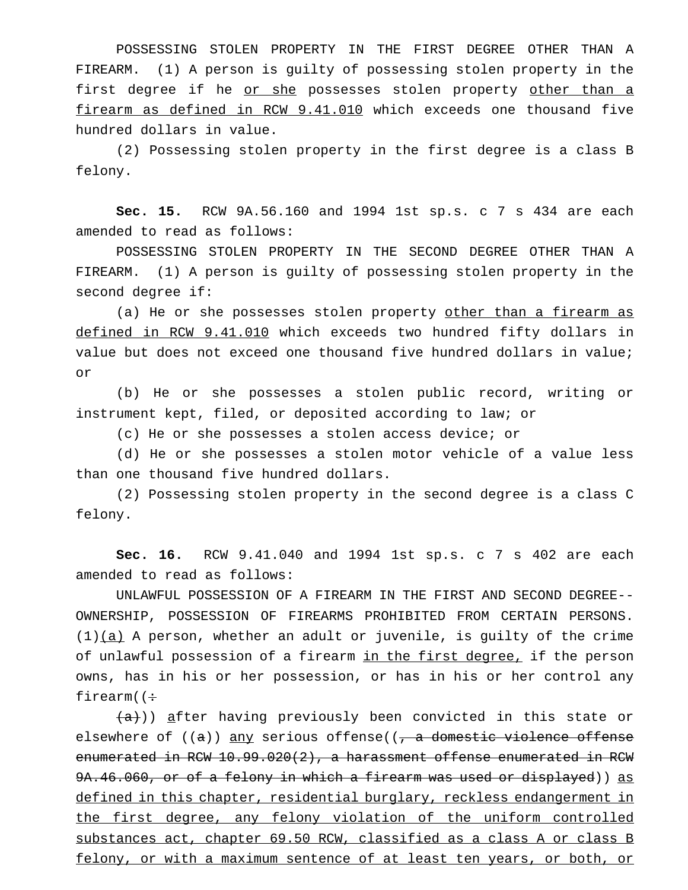POSSESSING STOLEN PROPERTY IN THE FIRST DEGREE OTHER THAN A FIREARM. (1) A person is guilty of possessing stolen property in the first degree if he <u>or she</u> possesses stolen property <u>other than a firearm as defined in RCW 9.41.010</u> which exceeds one thousand five hundred dollars in value.

(2) Possessing stolen property in the first degree is a class B felony.

**Sec. 15.** RCW 9A.56.160 and 1994 1st sp.s. c 7 s 434 are each amended to read as follows:

POSSESSING STOLEN PROPERTY IN THE SECOND DEGREE OTHER THAN A FIREARM. (1) A person is guilty of possessing stolen property in the second degree if:

(a) He or she possesses stolen property <u>other than a firearm as defined in RCW 9.41.010</u> which exceeds two hundred fifty dollars in value but does not exceed one thousand five hundred dollars in value; or

(b) He or she possesses a stolen public record, writing or instrument kept, filed, or deposited according to law; or

(c) He or she possesses a stolen access device; or

(d) He or she possesses a stolen motor vehicle of a value less than one thousand five hundred dollars.

(2) Possessing stolen property in the second degree is a class C felony.

**Sec. 16.** RCW 9.41.040 and 1994 1st sp.s. c 7 s 402 are each amended to read as follows:

UNLAWFUL POSSESSION OF A FIREARM IN THE FIRST AND SECOND DEGREE--OWNERSHIP, POSSESSION OF FIREARMS PROHIBITED FROM CERTAIN PERSONS. (1)<u>(a)</u> A person, whether an adult or juvenile, is guilty of the crime of unlawful possession of a firearm <u>in the first degree,</u> if the person owns, has in his or her possession, or has in his or her control any firearm((~~:~~

~~(a)~~)) <u>a</u>fter having previously been convicted in this state or elsewhere of ((~~a~~)) <u>any</u> serious offense((~~, a domestic violence offense enumerated in RCW 10.99.020(2), a harassment offense enumerated in RCW 9A.46.060, or of a felony in which a firearm was used or displayed~~)) <u>as defined in this chapter, residential burglary, reckless endangerment in the first degree, any felony violation of the uniform controlled substances act, chapter 69.50 RCW, classified as a class A or class B felony, or with a maximum sentence of at least ten years, or both, or</u>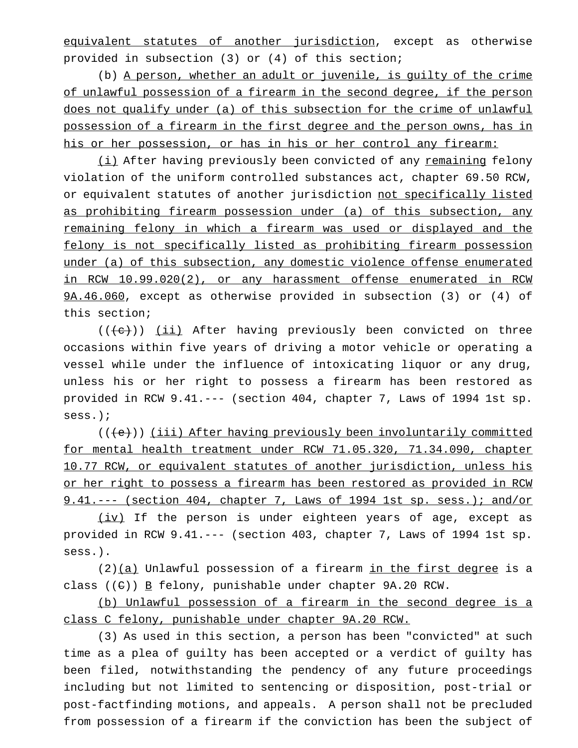equivalent statutes of another jurisdiction, except as otherwise provided in subsection (3) or (4) of this section;

(b) A person, whether an adult or juvenile, is guilty of the crime of unlawful possession of a firearm in the second degree, if the person does not qualify under (a) of this subsection for the crime of unlawful possession of a firearm in the first degree and the person owns, has in his or her possession, or has in his or her control any firearm:

(i) After having previously been convicted of any remaining felony violation of the uniform controlled substances act, chapter 69.50 RCW, or equivalent statutes of another jurisdiction not specifically listed as prohibiting firearm possession under (a) of this subsection, any remaining felony in which a firearm was used or displayed and the felony is not specifically listed as prohibiting firearm possession under (a) of this subsection, any domestic violence offense enumerated in RCW 10.99.020(2), or any harassment offense enumerated in RCW 9A.46.060, except as otherwise provided in subsection (3) or (4) of this section;

(((c))) (ii) After having previously been convicted on three occasions within five years of driving a motor vehicle or operating a vessel while under the influence of intoxicating liquor or any drug, unless his or her right to possess a firearm has been restored as provided in RCW 9.41.--- (section 404, chapter 7, Laws of 1994 1st sp. sess.);

(((e))) (iii) After having previously been involuntarily committed for mental health treatment under RCW 71.05.320, 71.34.090, chapter 10.77 RCW, or equivalent statutes of another jurisdiction, unless his or her right to possess a firearm has been restored as provided in RCW 9.41.--- (section 404, chapter 7, Laws of 1994 1st sp. sess.); and/or

(iv) If the person is under eighteen years of age, except as provided in RCW 9.41.--- (section 403, chapter 7, Laws of 1994 1st sp. sess.).

(2)(a) Unlawful possession of a firearm in the first degree is a class ((C)) B felony, punishable under chapter 9A.20 RCW.

(b) Unlawful possession of a firearm in the second degree is a class C felony, punishable under chapter 9A.20 RCW.

(3) As used in this section, a person has been "convicted" at such time as a plea of guilty has been accepted or a verdict of guilty has been filed, notwithstanding the pendency of any future proceedings including but not limited to sentencing or disposition, post-trial or post-factfinding motions, and appeals. A person shall not be precluded from possession of a firearm if the conviction has been the subject of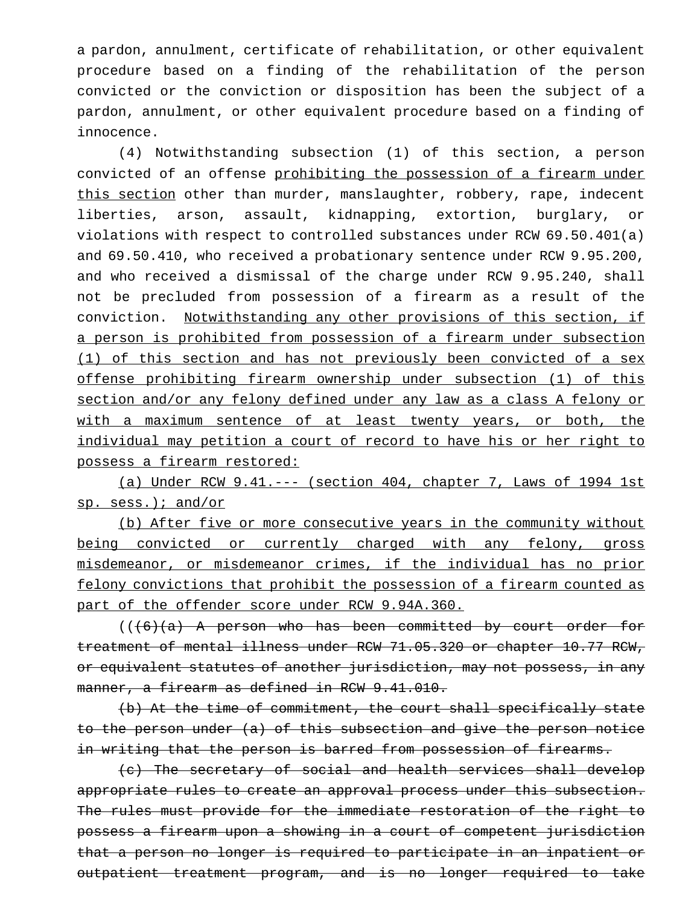a pardon, annulment, certificate of rehabilitation, or other equivalent procedure based on a finding of the rehabilitation of the person convicted or the conviction or disposition has been the subject of a pardon, annulment, or other equivalent procedure based on a finding of innocence.

(4) Notwithstanding subsection (1) of this section, a person convicted of an offense <u>prohibiting the possession of a firearm under this section</u> other than murder, manslaughter, robbery, rape, indecent liberties, arson, assault, kidnapping, extortion, burglary, or violations with respect to controlled substances under RCW 69.50.401(a) and 69.50.410, who received a probationary sentence under RCW 9.95.200, and who received a dismissal of the charge under RCW 9.95.240, shall not be precluded from possession of a firearm as a result of the conviction. <u>Notwithstanding any other provisions of this section, if a person is prohibited from possession of a firearm under subsection (1) of this section and has not previously been convicted of a sex offense prohibiting firearm ownership under subsection (1) of this section and/or any felony defined under any law as a class A felony or with a maximum sentence of at least twenty years, or both, the individual may petition a court of record to have his or her right to possess a firearm restored:</u>

<u>(a) Under RCW 9.41.--- (section 404, chapter 7, Laws of 1994 1st sp. sess.); and/or</u>

<u>(b) After five or more consecutive years in the community without being convicted or currently charged with any felony, gross misdemeanor, or misdemeanor crimes, if the individual has no prior felony convictions that prohibit the possession of a firearm counted as part of the offender score under RCW 9.94A.360.</u>

((~~(6)(a) A person who has been committed by court order for treatment of mental illness under RCW 71.05.320 or chapter 10.77 RCW, or equivalent statutes of another jurisdiction, may not possess, in any manner, a firearm as defined in RCW 9.41.010.~~

~~(b) At the time of commitment, the court shall specifically state to the person under (a) of this subsection and give the person notice in writing that the person is barred from possession of firearms.~~

~~(c) The secretary of social and health services shall develop appropriate rules to create an approval process under this subsection. The rules must provide for the immediate restoration of the right to possess a firearm upon a showing in a court of competent jurisdiction that a person no longer is required to participate in an inpatient or outpatient treatment program, and is no longer required to take~~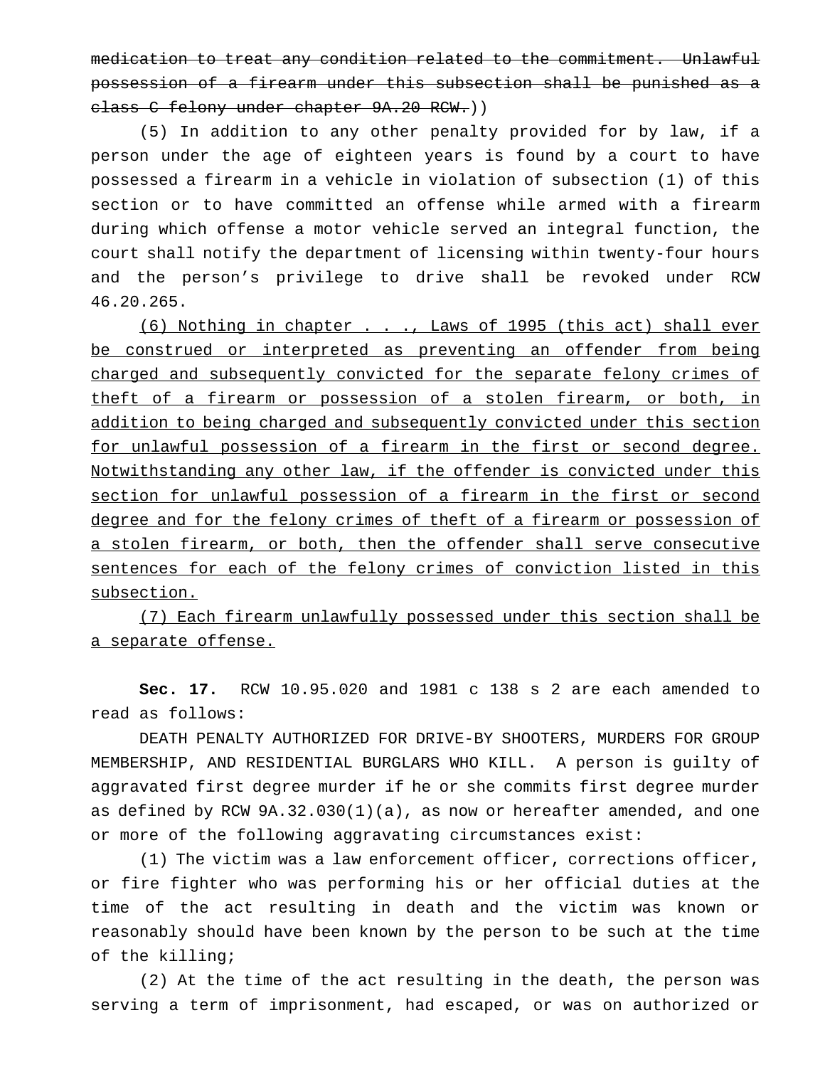~~medication to treat any condition related to the commitment. Unlawful possession of a firearm under this subsection shall be punished as a class C felony under chapter 9A.20 RCW.~~))

(5) In addition to any other penalty provided for by law, if a person under the age of eighteen years is found by a court to have possessed a firearm in a vehicle in violation of subsection (1) of this section or to have committed an offense while armed with a firearm during which offense a motor vehicle served an integral function, the court shall notify the department of licensing within twenty-four hours and the person's privilege to drive shall be revoked under RCW 46.20.265.

<u>(6) Nothing in chapter . . ., Laws of 1995 (this act) shall ever be construed or interpreted as preventing an offender from being charged and subsequently convicted for the separate felony crimes of theft of a firearm or possession of a stolen firearm, or both, in addition to being charged and subsequently convicted under this section for unlawful possession of a firearm in the first or second degree. Notwithstanding any other law, if the offender is convicted under this section for unlawful possession of a firearm in the first or second degree and for the felony crimes of theft of a firearm or possession of a stolen firearm, or both, then the offender shall serve consecutive sentences for each of the felony crimes of conviction listed in this subsection.</u>

<u>(7) Each firearm unlawfully possessed under this section shall be a separate offense.</u>

**Sec. 17.** RCW 10.95.020 and 1981 c 138 s 2 are each amended to read as follows:

DEATH PENALTY AUTHORIZED FOR DRIVE-BY SHOOTERS, MURDERS FOR GROUP MEMBERSHIP, AND RESIDENTIAL BURGLARS WHO KILL. A person is guilty of aggravated first degree murder if he or she commits first degree murder as defined by RCW 9A.32.030(1)(a), as now or hereafter amended, and one or more of the following aggravating circumstances exist:

(1) The victim was a law enforcement officer, corrections officer, or fire fighter who was performing his or her official duties at the time of the act resulting in death and the victim was known or reasonably should have been known by the person to be such at the time of the killing;

(2) At the time of the act resulting in the death, the person was serving a term of imprisonment, had escaped, or was on authorized or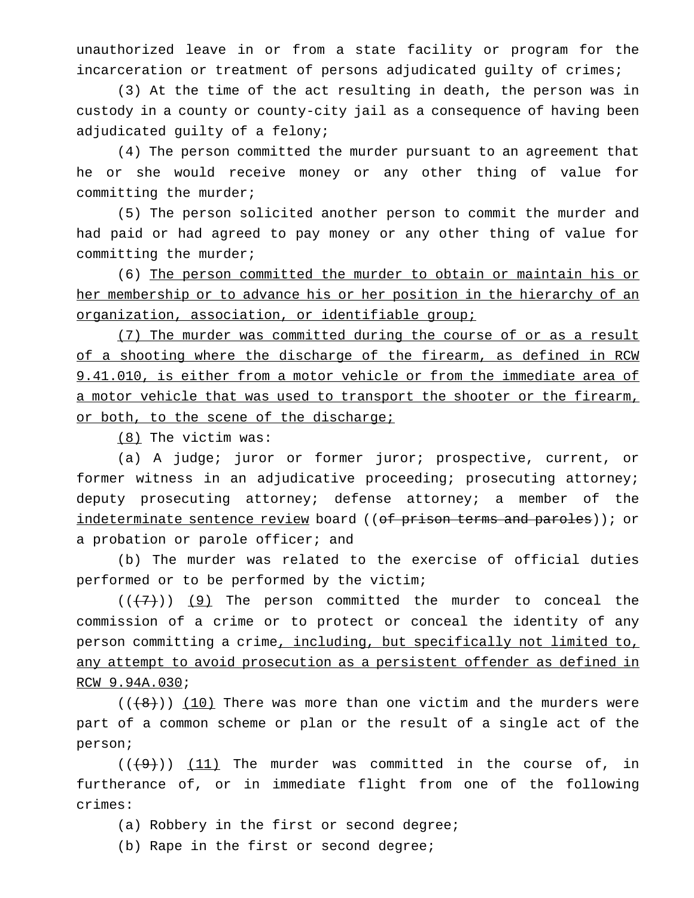unauthorized leave in or from a state facility or program for the incarceration or treatment of persons adjudicated guilty of crimes;

(3) At the time of the act resulting in death, the person was in custody in a county or county-city jail as a consequence of having been adjudicated guilty of a felony;

(4) The person committed the murder pursuant to an agreement that he or she would receive money or any other thing of value for committing the murder;

(5) The person solicited another person to commit the murder and had paid or had agreed to pay money or any other thing of value for committing the murder;

(6) <u>The person committed the murder to obtain or maintain his or her membership or to advance his or her position in the hierarchy of an organization, association, or identifiable group;</u>

<u>(7) The murder was committed during the course of or as a result of a shooting where the discharge of the firearm, as defined in RCW 9.41.010, is either from a motor vehicle or from the immediate area of a motor vehicle that was used to transport the shooter or the firearm, or both, to the scene of the discharge;</u>

<u>(8)</u> The victim was:

(a) A judge; juror or former juror; prospective, current, or former witness in an adjudicative proceeding; prosecuting attorney; deputy prosecuting attorney; defense attorney; a member of the <u>indeterminate sentence review</u> board ((~~of prison terms and paroles~~)); or a probation or parole officer; and

(b) The murder was related to the exercise of official duties performed or to be performed by the victim;

((~~(7)~~)) <u>(9)</u> The person committed the murder to conceal the commission of a crime or to protect or conceal the identity of any person committing a crime<u>, including, but specifically not limited to, any attempt to avoid prosecution as a persistent offender as defined in RCW 9.94A.030</u>;

((~~(8)~~)) <u>(10)</u> There was more than one victim and the murders were part of a common scheme or plan or the result of a single act of the person;

((~~(9)~~)) <u>(11)</u> The murder was committed in the course of, in furtherance of, or in immediate flight from one of the following crimes:

(a) Robbery in the first or second degree;

(b) Rape in the first or second degree;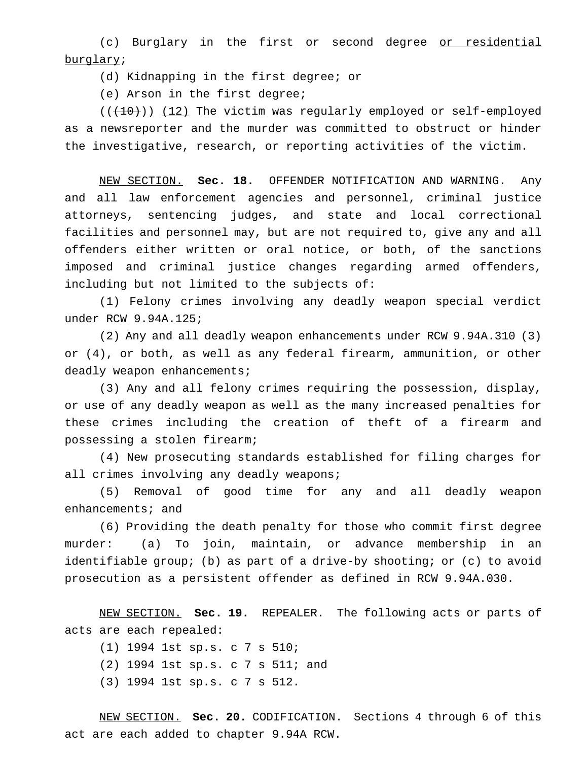(c) Burglary in the first or second degree <u>or residential burglary</u>;

(d) Kidnapping in the first degree; or

(e) Arson in the first degree;

((~~(10)~~)) <u>(12)</u> The victim was regularly employed or self-employed as a newsreporter and the murder was committed to obstruct or hinder the investigative, research, or reporting activities of the victim.

<u>NEW SECTION.</u> **Sec. 18.** OFFENDER NOTIFICATION AND WARNING. Any and all law enforcement agencies and personnel, criminal justice attorneys, sentencing judges, and state and local correctional facilities and personnel may, but are not required to, give any and all offenders either written or oral notice, or both, of the sanctions imposed and criminal justice changes regarding armed offenders, including but not limited to the subjects of:

(1) Felony crimes involving any deadly weapon special verdict under RCW 9.94A.125;

(2) Any and all deadly weapon enhancements under RCW 9.94A.310 (3) or (4), or both, as well as any federal firearm, ammunition, or other deadly weapon enhancements;

(3) Any and all felony crimes requiring the possession, display, or use of any deadly weapon as well as the many increased penalties for these crimes including the creation of theft of a firearm and possessing a stolen firearm;

(4) New prosecuting standards established for filing charges for all crimes involving any deadly weapons;

(5) Removal of good time for any and all deadly weapon enhancements; and

(6) Providing the death penalty for those who commit first degree murder: (a) To join, maintain, or advance membership in an identifiable group; (b) as part of a drive-by shooting; or (c) to avoid prosecution as a persistent offender as defined in RCW 9.94A.030.

<u>NEW SECTION.</u> **Sec. 19.** REPEALER. The following acts or parts of acts are each repealed:

(1) 1994 1st sp.s. c 7 s 510;

(2) 1994 1st sp.s. c 7 s 511; and

(3) 1994 1st sp.s. c 7 s 512.

<u>NEW SECTION.</u> **Sec. 20.** CODIFICATION. Sections 4 through 6 of this act are each added to chapter 9.94A RCW.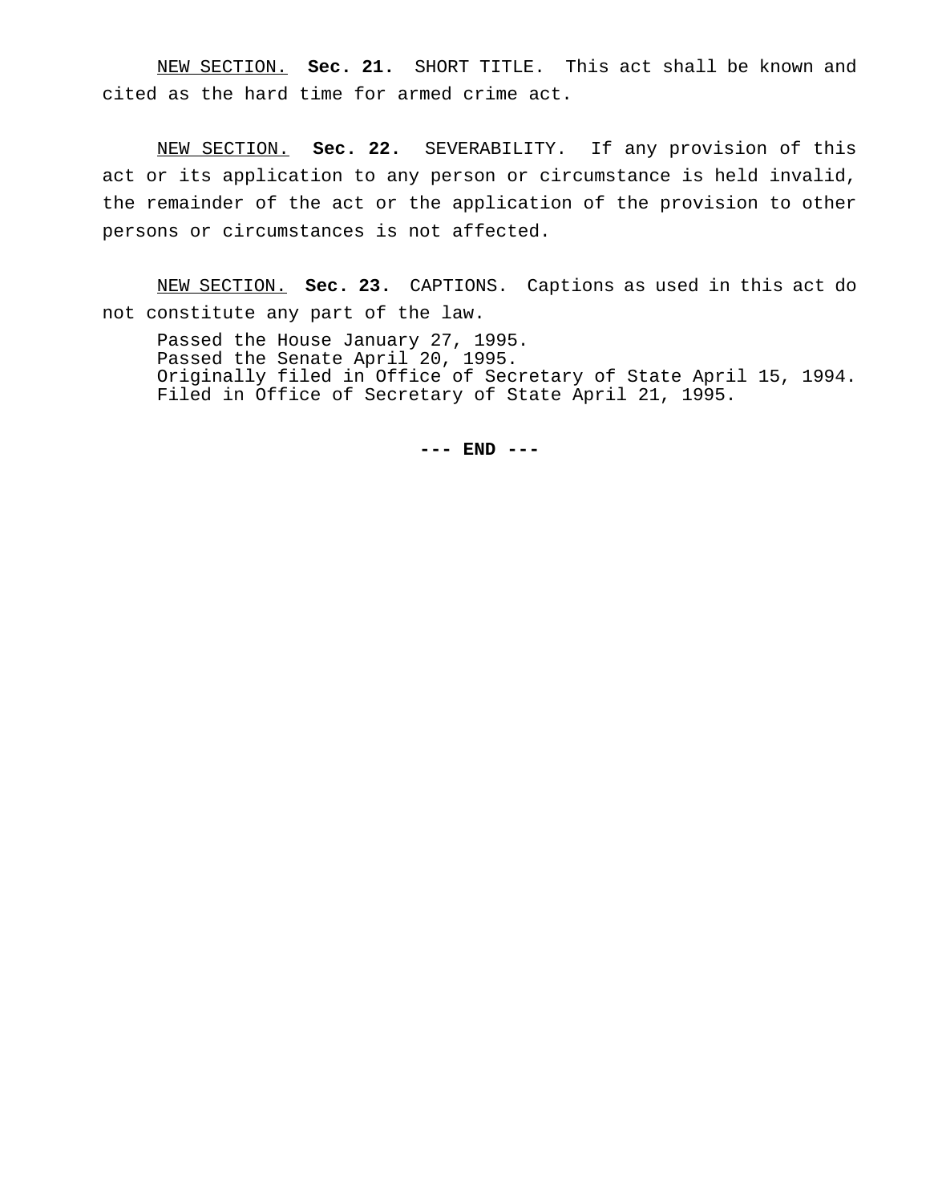NEW SECTION. **Sec. 21.** SHORT TITLE. This act shall be known and cited as the hard time for armed crime act.

NEW SECTION. **Sec. 22.** SEVERABILITY. If any provision of this act or its application to any person or circumstance is held invalid, the remainder of the act or the application of the provision to other persons or circumstances is not affected.

NEW SECTION. **Sec. 23.** CAPTIONS. Captions as used in this act do not constitute any part of the law.

Passed the House January 27, 1995.
Passed the Senate April 20, 1995.
Originally filed in Office of Secretary of State April 15, 1994.
Filed in Office of Secretary of State April 21, 1995.

**--- END ---**